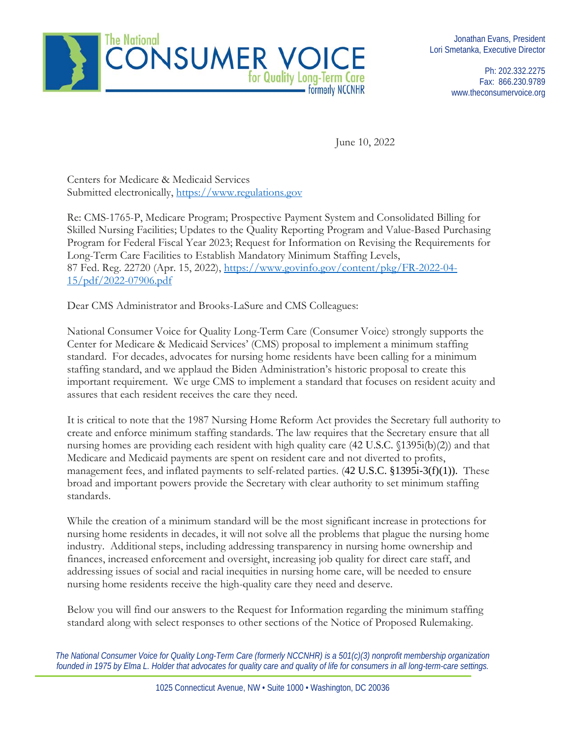The National
CONSUMER VOICE
for Quality Long-Term Care
formerly NCCNHR

Jonathan Evans, President
Lori Smetanka, Executive Director

Ph: 202.332.2275
Fax: 866.230.9789
www.theconsumervoice.org

June 10, 2022

Centers for Medicare & Medicaid Services
Submitted electronically, https://www.regulations.gov

Re: CMS-1765-P, Medicare Program; Prospective Payment System and Consolidated Billing for Skilled Nursing Facilities; Updates to the Quality Reporting Program and Value-Based Purchasing Program for Federal Fiscal Year 2023; Request for Information on Revising the Requirements for Long-Term Care Facilities to Establish Mandatory Minimum Staffing Levels, 87 Fed. Reg. 22720 (Apr. 15, 2022), https://www.govinfo.gov/content/pkg/FR-2022-04-15/pdf/2022-07906.pdf

Dear CMS Administrator and Brooks-LaSure and CMS Colleagues:

National Consumer Voice for Quality Long-Term Care (Consumer Voice) strongly supports the Center for Medicare & Medicaid Services' (CMS) proposal to implement a minimum staffing standard. For decades, advocates for nursing home residents have been calling for a minimum staffing standard, and we applaud the Biden Administration's historic proposal to create this important requirement. We urge CMS to implement a standard that focuses on resident acuity and assures that each resident receives the care they need.

It is critical to note that the 1987 Nursing Home Reform Act provides the Secretary full authority to create and enforce minimum staffing standards. The law requires that the Secretary ensure that all nursing homes are providing each resident with high quality care (42 U.S.C. §1395i(b)(2)) and that Medicare and Medicaid payments are spent on resident care and not diverted to profits, management fees, and inflated payments to self-related parties. (42 U.S.C. §1395i-3(f)(1)). These broad and important powers provide the Secretary with clear authority to set minimum staffing standards.

While the creation of a minimum standard will be the most significant increase in protections for nursing home residents in decades, it will not solve all the problems that plague the nursing home industry. Additional steps, including addressing transparency in nursing home ownership and finances, increased enforcement and oversight, increasing job quality for direct care staff, and addressing issues of social and racial inequities in nursing home care, will be needed to ensure nursing home residents receive the high-quality care they need and deserve.

Below you will find our answers to the Request for Information regarding the minimum staffing standard along with select responses to other sections of the Notice of Proposed Rulemaking.

*The National Consumer Voice for Quality Long-Term Care (formerly NCCNHR) is a 501(c)(3) nonprofit membership organization founded in 1975 by Elma L. Holder that advocates for quality care and quality of life for consumers in all long-term-care settings.*

1025 Connecticut Avenue, NW • Suite 1000 • Washington, DC 20036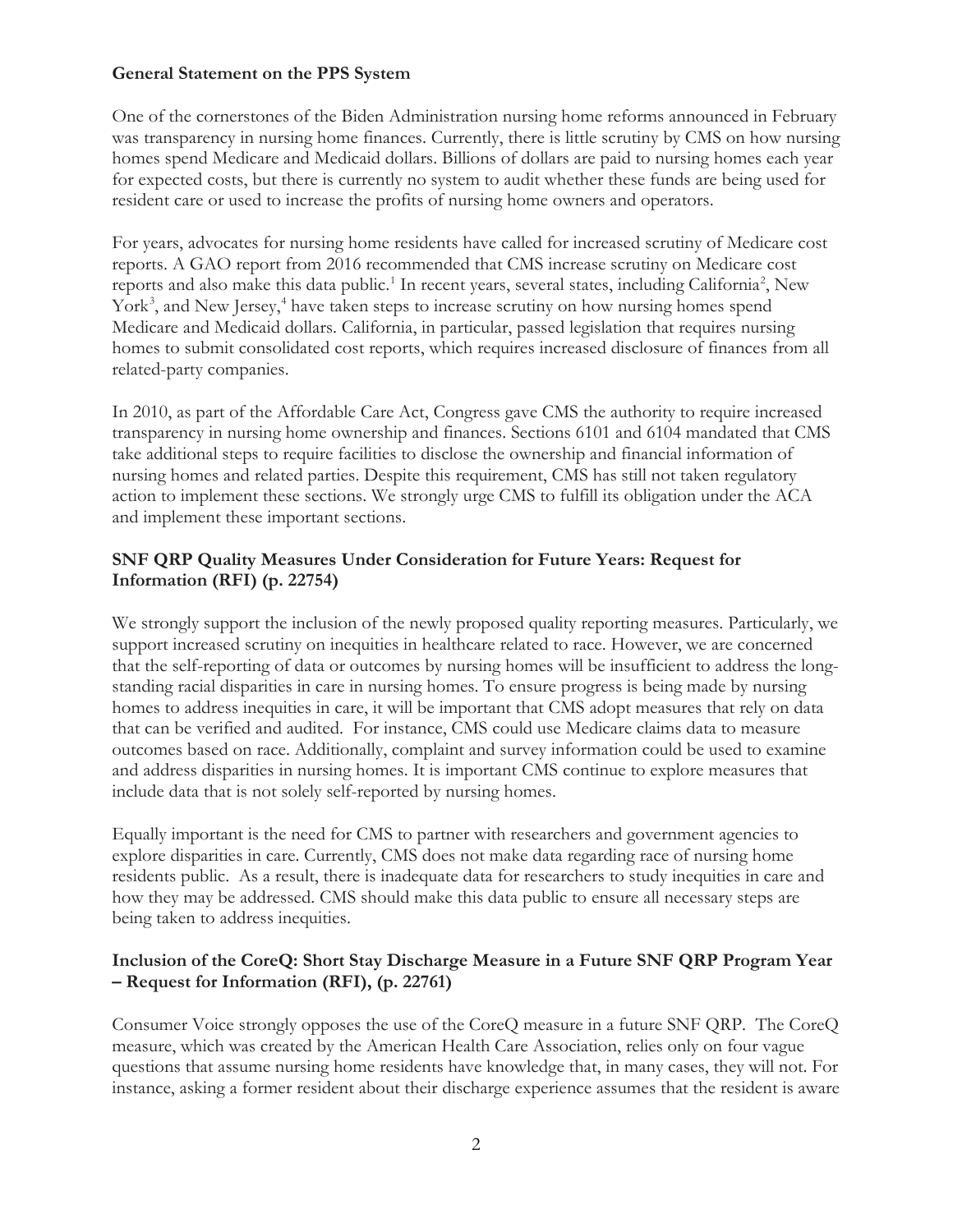**General Statement on the PPS System**

One of the cornerstones of the Biden Administration nursing home reforms announced in February was transparency in nursing home finances. Currently, there is little scrutiny by CMS on how nursing homes spend Medicare and Medicaid dollars. Billions of dollars are paid to nursing homes each year for expected costs, but there is currently no system to audit whether these funds are being used for resident care or used to increase the profits of nursing home owners and operators.

For years, advocates for nursing home residents have called for increased scrutiny of Medicare cost reports. A GAO report from 2016 recommended that CMS increase scrutiny on Medicare cost reports and also make this data public.[1] In recent years, several states, including California[2], New York[3], and New Jersey,[4] have taken steps to increase scrutiny on how nursing homes spend Medicare and Medicaid dollars. California, in particular, passed legislation that requires nursing homes to submit consolidated cost reports, which requires increased disclosure of finances from all related-party companies.

In 2010, as part of the Affordable Care Act, Congress gave CMS the authority to require increased transparency in nursing home ownership and finances. Sections 6101 and 6104 mandated that CMS take additional steps to require facilities to disclose the ownership and financial information of nursing homes and related parties. Despite this requirement, CMS has still not taken regulatory action to implement these sections. We strongly urge CMS to fulfill its obligation under the ACA and implement these important sections.

**SNF QRP Quality Measures Under Consideration for Future Years: Request for Information (RFI) (p. 22754)**

We strongly support the inclusion of the newly proposed quality reporting measures. Particularly, we support increased scrutiny on inequities in healthcare related to race. However, we are concerned that the self-reporting of data or outcomes by nursing homes will be insufficient to address the long-standing racial disparities in care in nursing homes. To ensure progress is being made by nursing homes to address inequities in care, it will be important that CMS adopt measures that rely on data that can be verified and audited. For instance, CMS could use Medicare claims data to measure outcomes based on race. Additionally, complaint and survey information could be used to examine and address disparities in nursing homes. It is important CMS continue to explore measures that include data that is not solely self-reported by nursing homes.

Equally important is the need for CMS to partner with researchers and government agencies to explore disparities in care. Currently, CMS does not make data regarding race of nursing home residents public. As a result, there is inadequate data for researchers to study inequities in care and how they may be addressed. CMS should make this data public to ensure all necessary steps are being taken to address inequities.

**Inclusion of the CoreQ: Short Stay Discharge Measure in a Future SNF QRP Program Year – Request for Information (RFI), (p. 22761)**

Consumer Voice strongly opposes the use of the CoreQ measure in a future SNF QRP. The CoreQ measure, which was created by the American Health Care Association, relies only on four vague questions that assume nursing home residents have knowledge that, in many cases, they will not. For instance, asking a former resident about their discharge experience assumes that the resident is aware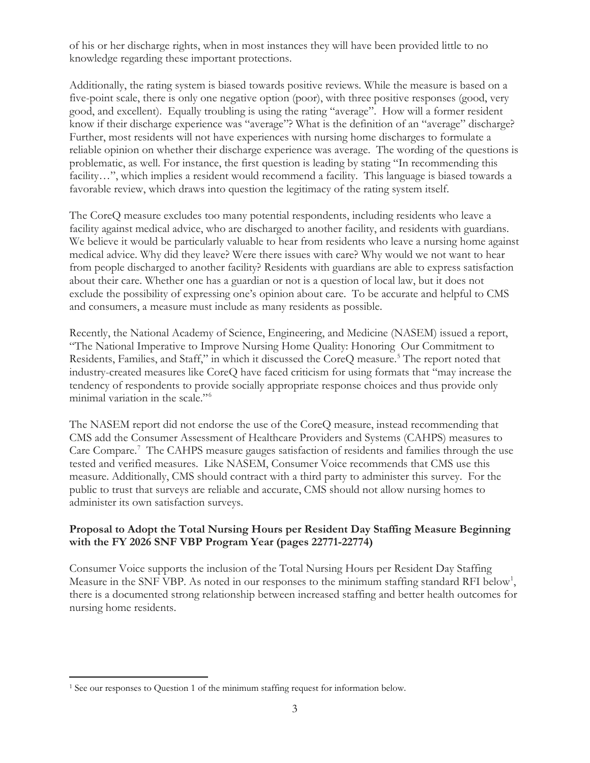of his or her discharge rights, when in most instances they will have been provided little to no knowledge regarding these important protections.

Additionally, the rating system is biased towards positive reviews. While the measure is based on a five-point scale, there is only one negative option (poor), with three positive responses (good, very good, and excellent). Equally troubling is using the rating "average". How will a former resident know if their discharge experience was "average"? What is the definition of an "average" discharge? Further, most residents will not have experiences with nursing home discharges to formulate a reliable opinion on whether their discharge experience was average. The wording of the questions is problematic, as well. For instance, the first question is leading by stating "In recommending this facility…", which implies a resident would recommend a facility. This language is biased towards a favorable review, which draws into question the legitimacy of the rating system itself.

The CoreQ measure excludes too many potential respondents, including residents who leave a facility against medical advice, who are discharged to another facility, and residents with guardians. We believe it would be particularly valuable to hear from residents who leave a nursing home against medical advice. Why did they leave? Were there issues with care? Why would we not want to hear from people discharged to another facility? Residents with guardians are able to express satisfaction about their care. Whether one has a guardian or not is a question of local law, but it does not exclude the possibility of expressing one's opinion about care. To be accurate and helpful to CMS and consumers, a measure must include as many residents as possible.

Recently, the National Academy of Science, Engineering, and Medicine (NASEM) issued a report, "The National Imperative to Improve Nursing Home Quality: Honoring Our Commitment to Residents, Families, and Staff," in which it discussed the CoreQ measure.[5] The report noted that industry-created measures like CoreQ have faced criticism for using formats that "may increase the tendency of respondents to provide socially appropriate response choices and thus provide only minimal variation in the scale."[6]

The NASEM report did not endorse the use of the CoreQ measure, instead recommending that CMS add the Consumer Assessment of Healthcare Providers and Systems (CAHPS) measures to Care Compare.[7] The CAHPS measure gauges satisfaction of residents and families through the use tested and verified measures. Like NASEM, Consumer Voice recommends that CMS use this measure. Additionally, CMS should contract with a third party to administer this survey. For the public to trust that surveys are reliable and accurate, CMS should not allow nursing homes to administer its own satisfaction surveys.

**Proposal to Adopt the Total Nursing Hours per Resident Day Staffing Measure Beginning with the FY 2026 SNF VBP Program Year (pages 22771-22774)**

Consumer Voice supports the inclusion of the Total Nursing Hours per Resident Day Staffing Measure in the SNF VBP. As noted in our responses to the minimum staffing standard RFI below[1], there is a documented strong relationship between increased staffing and better health outcomes for nursing home residents.

[1] See our responses to Question 1 of the minimum staffing request for information below.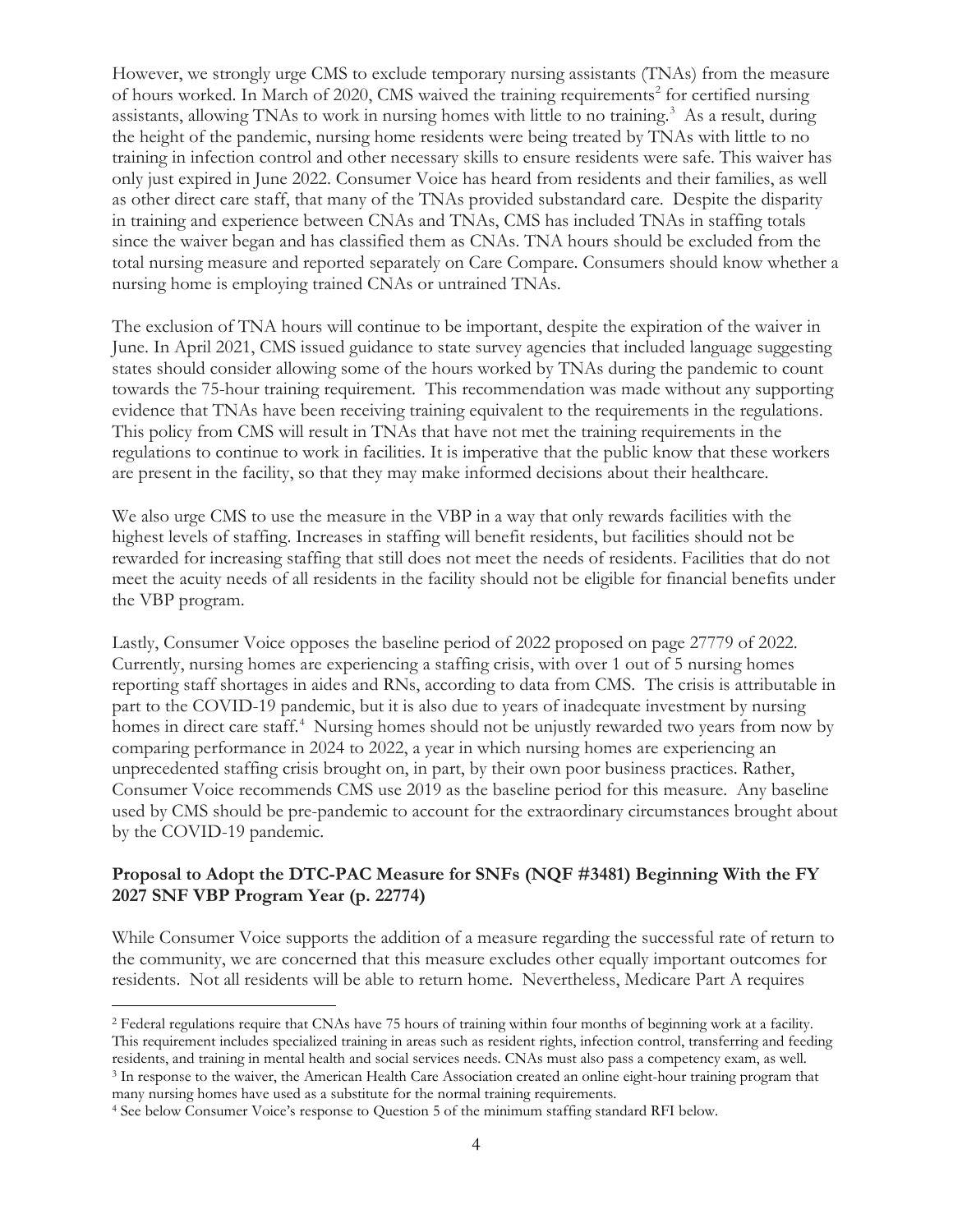However, we strongly urge CMS to exclude temporary nursing assistants (TNAs) from the measure of hours worked. In March of 2020, CMS waived the training requirements[2] for certified nursing assistants, allowing TNAs to work in nursing homes with little to no training.[3] As a result, during the height of the pandemic, nursing home residents were being treated by TNAs with little to no training in infection control and other necessary skills to ensure residents were safe. This waiver has only just expired in June 2022. Consumer Voice has heard from residents and their families, as well as other direct care staff, that many of the TNAs provided substandard care. Despite the disparity in training and experience between CNAs and TNAs, CMS has included TNAs in staffing totals since the waiver began and has classified them as CNAs. TNA hours should be excluded from the total nursing measure and reported separately on Care Compare. Consumers should know whether a nursing home is employing trained CNAs or untrained TNAs.

The exclusion of TNA hours will continue to be important, despite the expiration of the waiver in June. In April 2021, CMS issued guidance to state survey agencies that included language suggesting states should consider allowing some of the hours worked by TNAs during the pandemic to count towards the 75-hour training requirement. This recommendation was made without any supporting evidence that TNAs have been receiving training equivalent to the requirements in the regulations. This policy from CMS will result in TNAs that have not met the training requirements in the regulations to continue to work in facilities. It is imperative that the public know that these workers are present in the facility, so that they may make informed decisions about their healthcare.

We also urge CMS to use the measure in the VBP in a way that only rewards facilities with the highest levels of staffing. Increases in staffing will benefit residents, but facilities should not be rewarded for increasing staffing that still does not meet the needs of residents. Facilities that do not meet the acuity needs of all residents in the facility should not be eligible for financial benefits under the VBP program.

Lastly, Consumer Voice opposes the baseline period of 2022 proposed on page 27779 of 2022. Currently, nursing homes are experiencing a staffing crisis, with over 1 out of 5 nursing homes reporting staff shortages in aides and RNs, according to data from CMS. The crisis is attributable in part to the COVID-19 pandemic, but it is also due to years of inadequate investment by nursing homes in direct care staff.[4] Nursing homes should not be unjustly rewarded two years from now by comparing performance in 2024 to 2022, a year in which nursing homes are experiencing an unprecedented staffing crisis brought on, in part, by their own poor business practices. Rather, Consumer Voice recommends CMS use 2019 as the baseline period for this measure. Any baseline used by CMS should be pre-pandemic to account for the extraordinary circumstances brought about by the COVID-19 pandemic.

### Proposal to Adopt the DTC-PAC Measure for SNFs (NQF #3481) Beginning With the FY 2027 SNF VBP Program Year (p. 22774)

While Consumer Voice supports the addition of a measure regarding the successful rate of return to the community, we are concerned that this measure excludes other equally important outcomes for residents. Not all residents will be able to return home. Nevertheless, Medicare Part A requires

---

[2] Federal regulations require that CNAs have 75 hours of training within four months of beginning work at a facility. This requirement includes specialized training in areas such as resident rights, infection control, transferring and feeding residents, and training in mental health and social services needs. CNAs must also pass a competency exam, as well.

[3] In response to the waiver, the American Health Care Association created an online eight-hour training program that many nursing homes have used as a substitute for the normal training requirements.

[4] See below Consumer Voice's response to Question 5 of the minimum staffing standard RFI below.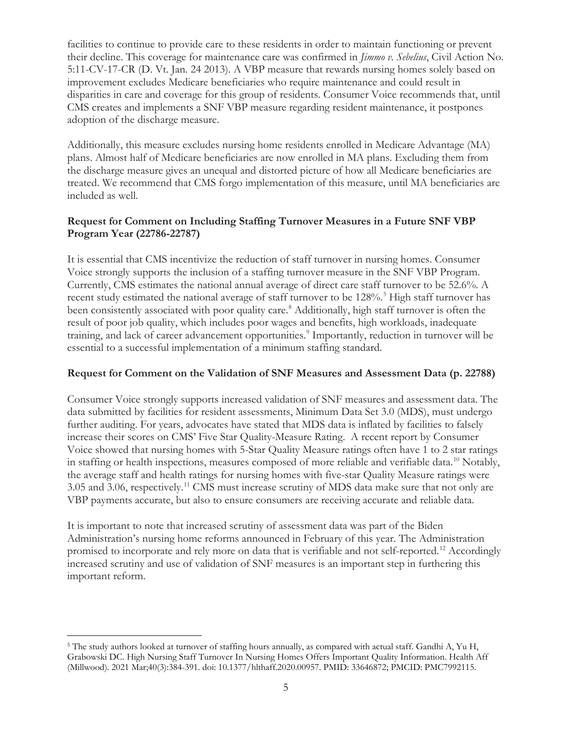facilities to continue to provide care to these residents in order to maintain functioning or prevent their decline. This coverage for maintenance care was confirmed in *Jimmo v. Sebelius*, Civil Action No. 5:11-CV-17-CR (D. Vt. Jan. 24 2013). A VBP measure that rewards nursing homes solely based on improvement excludes Medicare beneficiaries who require maintenance and could result in disparities in care and coverage for this group of residents. Consumer Voice recommends that, until CMS creates and implements a SNF VBP measure regarding resident maintenance, it postpones adoption of the discharge measure.

Additionally, this measure excludes nursing home residents enrolled in Medicare Advantage (MA) plans. Almost half of Medicare beneficiaries are now enrolled in MA plans. Excluding them from the discharge measure gives an unequal and distorted picture of how all Medicare beneficiaries are treated. We recommend that CMS forgo implementation of this measure, until MA beneficiaries are included as well.

**Request for Comment on Including Staffing Turnover Measures in a Future SNF VBP Program Year (22786-22787)**

It is essential that CMS incentivize the reduction of staff turnover in nursing homes. Consumer Voice strongly supports the inclusion of a staffing turnover measure in the SNF VBP Program. Currently, CMS estimates the national annual average of direct care staff turnover to be 52.6%. A recent study estimated the national average of staff turnover to be 128%.[5] High staff turnover has been consistently associated with poor quality care.[8] Additionally, high staff turnover is often the result of poor job quality, which includes poor wages and benefits, high workloads, inadequate training, and lack of career advancement opportunities.[9] Importantly, reduction in turnover will be essential to a successful implementation of a minimum staffing standard.

**Request for Comment on the Validation of SNF Measures and Assessment Data (p. 22788)**

Consumer Voice strongly supports increased validation of SNF measures and assessment data. The data submitted by facilities for resident assessments, Minimum Data Set 3.0 (MDS), must undergo further auditing. For years, advocates have stated that MDS data is inflated by facilities to falsely increase their scores on CMS' Five Star Quality-Measure Rating. A recent report by Consumer Voice showed that nursing homes with 5-Star Quality Measure ratings often have 1 to 2 star ratings in staffing or health inspections, measures composed of more reliable and verifiable data.[10] Notably, the average staff and health ratings for nursing homes with five-star Quality Measure ratings were 3.05 and 3.06, respectively.[11] CMS must increase scrutiny of MDS data make sure that not only are VBP payments accurate, but also to ensure consumers are receiving accurate and reliable data.

It is important to note that increased scrutiny of assessment data was part of the Biden Administration's nursing home reforms announced in February of this year. The Administration promised to incorporate and rely more on data that is verifiable and not self-reported.[12] Accordingly increased scrutiny and use of validation of SNF measures is an important step in furthering this important reform.

---

[5] The study authors looked at turnover of staffing hours annually, as compared with actual staff. Gandhi A, Yu H, Grabowski DC. High Nursing Staff Turnover In Nursing Homes Offers Important Quality Information. Health Aff (Millwood). 2021 Mar;40(3):384-391. doi: 10.1377/hlthaff.2020.00957. PMID: 33646872; PMCID: PMC7992115.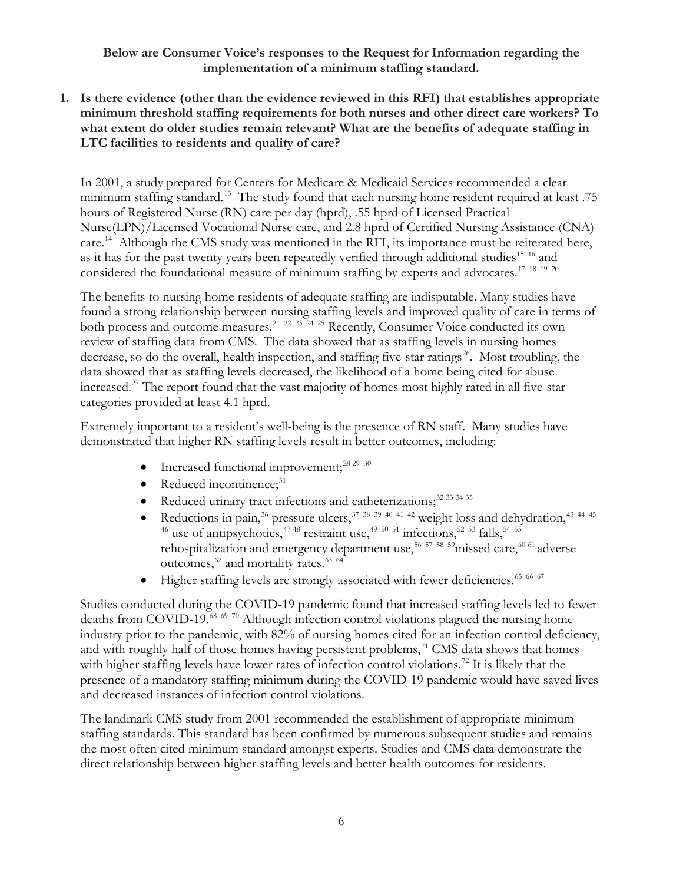**Below are Consumer Voice's responses to the Request for Information regarding the implementation of a minimum staffing standard.**

1. **Is there evidence (other than the evidence reviewed in this RFI) that establishes appropriate minimum threshold staffing requirements for both nurses and other direct care workers? To what extent do older studies remain relevant? What are the benefits of adequate staffing in LTC facilities to residents and quality of care?**

In 2001, a study prepared for Centers for Medicare & Medicaid Services recommended a clear minimum staffing standard.[13] The study found that each nursing home resident required at least .75 hours of Registered Nurse (RN) care per day (hprd), .55 hprd of Licensed Practical Nurse(LPN)/Licensed Vocational Nurse care, and 2.8 hprd of Certified Nursing Assistance (CNA) care.[14] Although the CMS study was mentioned in the RFI, its importance must be reiterated here, as it has for the past twenty years been repeatedly verified through additional studies[15] [16] and considered the foundational measure of minimum staffing by experts and advocates.[17] [18] [19] [20]

The benefits to nursing home residents of adequate staffing are indisputable. Many studies have found a strong relationship between nursing staffing levels and improved quality of care in terms of both process and outcome measures.[21] [22] [23] [24] [25] Recently, Consumer Voice conducted its own review of staffing data from CMS. The data showed that as staffing levels in nursing homes decrease, so do the overall, health inspection, and staffing five-star ratings[26]. Most troubling, the data showed that as staffing levels decreased, the likelihood of a home being cited for abuse increased.[27] The report found that the vast majority of homes most highly rated in all five-star categories provided at least 4.1 hprd.

Extremely important to a resident's well-being is the presence of RN staff. Many studies have demonstrated that higher RN staffing levels result in better outcomes, including:

- Increased functional improvement;[28] [29] [30]
- Reduced incontinence;[31]
- Reduced urinary tract infections and catheterizations;[32] [33] [34] [35]
- Reductions in pain,[36] pressure ulcers,[37] [38] [39] [40] [41] [42] weight loss and dehydration,[43] [44] [45] [46] use of antipsychotics,[47] [48] restraint use,[49] [50] [51] infections,[52] [53] falls,[54] [55] rehospitalization and emergency department use,[56] [57] [58] [59]missed care,[60] [61] adverse outcomes,[62] and mortality rates.[63] [64]
- Higher staffing levels are strongly associated with fewer deficiencies.[65] [66] [67]

Studies conducted during the COVID-19 pandemic found that increased staffing levels led to fewer deaths from COVID-19.[68] [69] [70] Although infection control violations plagued the nursing home industry prior to the pandemic, with 82% of nursing homes cited for an infection control deficiency, and with roughly half of those homes having persistent problems,[71] CMS data shows that homes with higher staffing levels have lower rates of infection control violations.[72] It is likely that the presence of a mandatory staffing minimum during the COVID-19 pandemic would have saved lives and decreased instances of infection control violations.

The landmark CMS study from 2001 recommended the establishment of appropriate minimum staffing standards. This standard has been confirmed by numerous subsequent studies and remains the most often cited minimum standard amongst experts. Studies and CMS data demonstrate the direct relationship between higher staffing levels and better health outcomes for residents.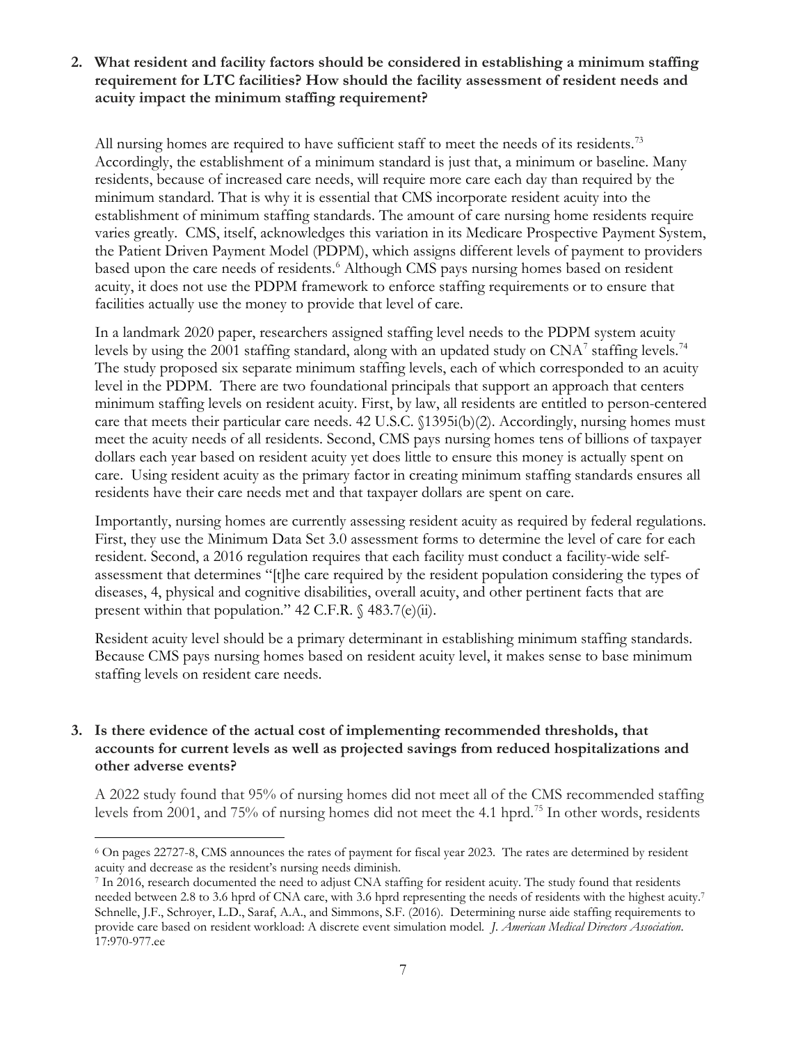**2. What resident and facility factors should be considered in establishing a minimum staffing requirement for LTC facilities? How should the facility assessment of resident needs and acuity impact the minimum staffing requirement?**

All nursing homes are required to have sufficient staff to meet the needs of its residents.[73] Accordingly, the establishment of a minimum standard is just that, a minimum or baseline. Many residents, because of increased care needs, will require more care each day than required by the minimum standard. That is why it is essential that CMS incorporate resident acuity into the establishment of minimum staffing standards. The amount of care nursing home residents require varies greatly. CMS, itself, acknowledges this variation in its Medicare Prospective Payment System, the Patient Driven Payment Model (PDPM), which assigns different levels of payment to providers based upon the care needs of residents.[6] Although CMS pays nursing homes based on resident acuity, it does not use the PDPM framework to enforce staffing requirements or to ensure that facilities actually use the money to provide that level of care.

In a landmark 2020 paper, researchers assigned staffing level needs to the PDPM system acuity levels by using the 2001 staffing standard, along with an updated study on CNA[7] staffing levels.[74] The study proposed six separate minimum staffing levels, each of which corresponded to an acuity level in the PDPM. There are two foundational principals that support an approach that centers minimum staffing levels on resident acuity. First, by law, all residents are entitled to person-centered care that meets their particular care needs. 42 U.S.C. §1395i(b)(2). Accordingly, nursing homes must meet the acuity needs of all residents. Second, CMS pays nursing homes tens of billions of taxpayer dollars each year based on resident acuity yet does little to ensure this money is actually spent on care. Using resident acuity as the primary factor in creating minimum staffing standards ensures all residents have their care needs met and that taxpayer dollars are spent on care.

Importantly, nursing homes are currently assessing resident acuity as required by federal regulations. First, they use the Minimum Data Set 3.0 assessment forms to determine the level of care for each resident. Second, a 2016 regulation requires that each facility must conduct a facility-wide self-assessment that determines "[t]he care required by the resident population considering the types of diseases, 4, physical and cognitive disabilities, overall acuity, and other pertinent facts that are present within that population." 42 C.F.R. § 483.7(e)(ii).

Resident acuity level should be a primary determinant in establishing minimum staffing standards. Because CMS pays nursing homes based on resident acuity level, it makes sense to base minimum staffing levels on resident care needs.

**3. Is there evidence of the actual cost of implementing recommended thresholds, that accounts for current levels as well as projected savings from reduced hospitalizations and other adverse events?**

A 2022 study found that 95% of nursing homes did not meet all of the CMS recommended staffing levels from 2001, and 75% of nursing homes did not meet the 4.1 hprd.[75] In other words, residents

---

[6] On pages 22727-8, CMS announces the rates of payment for fiscal year 2023. The rates are determined by resident acuity and decrease as the resident's nursing needs diminish.

[7] In 2016, research documented the need to adjust CNA staffing for resident acuity. The study found that residents needed between 2.8 to 3.6 hprd of CNA care, with 3.6 hprd representing the needs of residents with the highest acuity.[7] Schnelle, J.F., Schroyer, L.D., Saraf, A.A., and Simmons, S.F. (2016). Determining nurse aide staffing requirements to provide care based on resident workload: A discrete event simulation model. *J. American Medical Directors Association*. 17:970-977.ee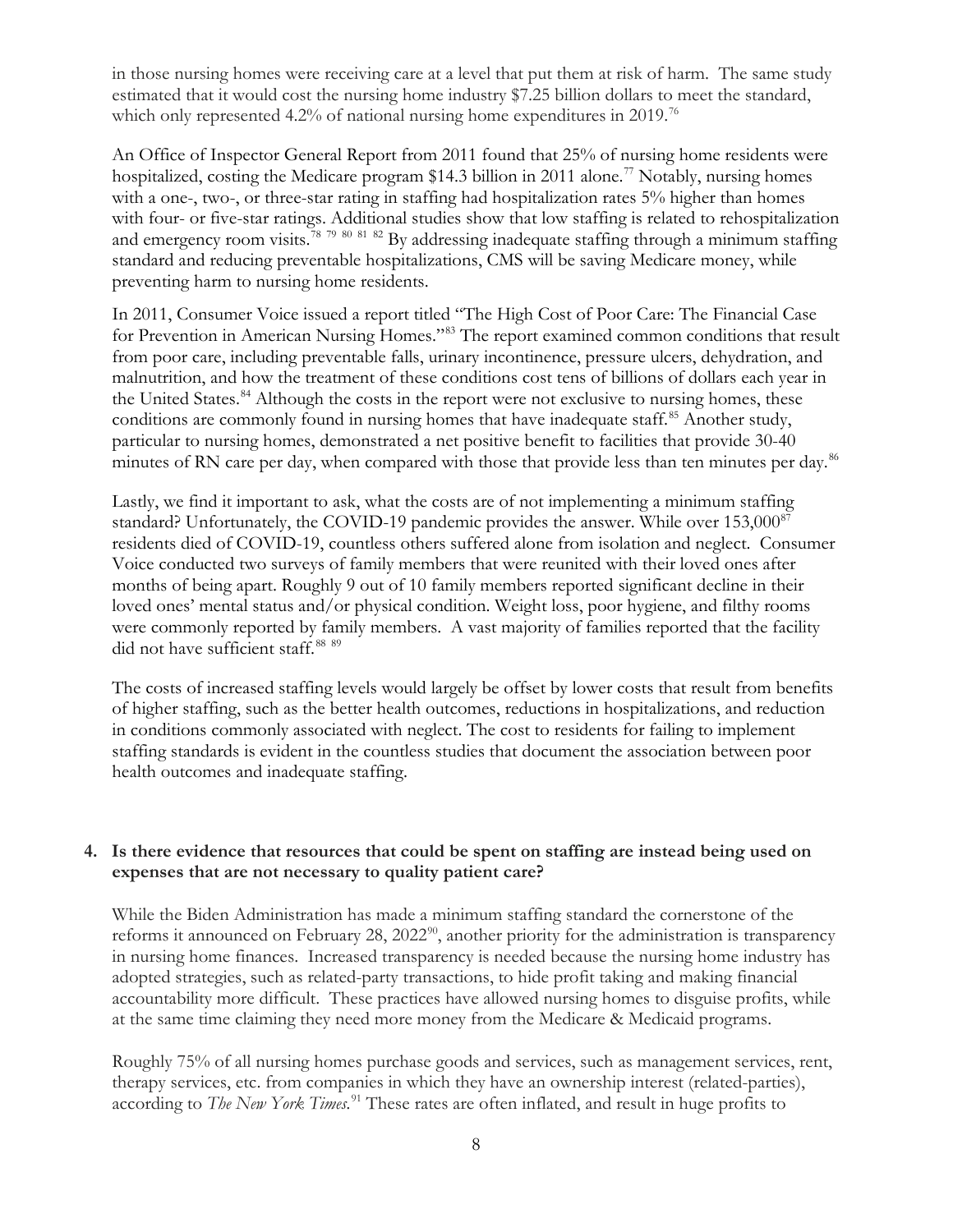in those nursing homes were receiving care at a level that put them at risk of harm. The same study estimated that it would cost the nursing home industry $7.25 billion dollars to meet the standard, which only represented 4.2% of national nursing home expenditures in 2019.[76]

An Office of Inspector General Report from 2011 found that 25% of nursing home residents were hospitalized, costing the Medicare program $14.3 billion in 2011 alone.[77] Notably, nursing homes with a one-, two-, or three-star rating in staffing had hospitalization rates 5% higher than homes with four- or five-star ratings. Additional studies show that low staffing is related to rehospitalization and emergency room visits.[78] [79] [80] [81] [82] By addressing inadequate staffing through a minimum staffing standard and reducing preventable hospitalizations, CMS will be saving Medicare money, while preventing harm to nursing home residents.

In 2011, Consumer Voice issued a report titled "The High Cost of Poor Care: The Financial Case for Prevention in American Nursing Homes."[83] The report examined common conditions that result from poor care, including preventable falls, urinary incontinence, pressure ulcers, dehydration, and malnutrition, and how the treatment of these conditions cost tens of billions of dollars each year in the United States.[84] Although the costs in the report were not exclusive to nursing homes, these conditions are commonly found in nursing homes that have inadequate staff.[85] Another study, particular to nursing homes, demonstrated a net positive benefit to facilities that provide 30-40 minutes of RN care per day, when compared with those that provide less than ten minutes per day.[86]

Lastly, we find it important to ask, what the costs are of not implementing a minimum staffing standard? Unfortunately, the COVID-19 pandemic provides the answer. While over 153,000[87] residents died of COVID-19, countless others suffered alone from isolation and neglect. Consumer Voice conducted two surveys of family members that were reunited with their loved ones after months of being apart. Roughly 9 out of 10 family members reported significant decline in their loved ones' mental status and/or physical condition. Weight loss, poor hygiene, and filthy rooms were commonly reported by family members. A vast majority of families reported that the facility did not have sufficient staff.[88] [89]

The costs of increased staffing levels would largely be offset by lower costs that result from benefits of higher staffing, such as the better health outcomes, reductions in hospitalizations, and reduction in conditions commonly associated with neglect. The cost to residents for failing to implement staffing standards is evident in the countless studies that document the association between poor health outcomes and inadequate staffing.

**4. Is there evidence that resources that could be spent on staffing are instead being used on expenses that are not necessary to quality patient care?**

While the Biden Administration has made a minimum staffing standard the cornerstone of the reforms it announced on February 28, 2022[90], another priority for the administration is transparency in nursing home finances. Increased transparency is needed because the nursing home industry has adopted strategies, such as related-party transactions, to hide profit taking and making financial accountability more difficult. These practices have allowed nursing homes to disguise profits, while at the same time claiming they need more money from the Medicare & Medicaid programs.

Roughly 75% of all nursing homes purchase goods and services, such as management services, rent, therapy services, etc. from companies in which they have an ownership interest (related-parties), according to *The New York Times*.[91] These rates are often inflated, and result in huge profits to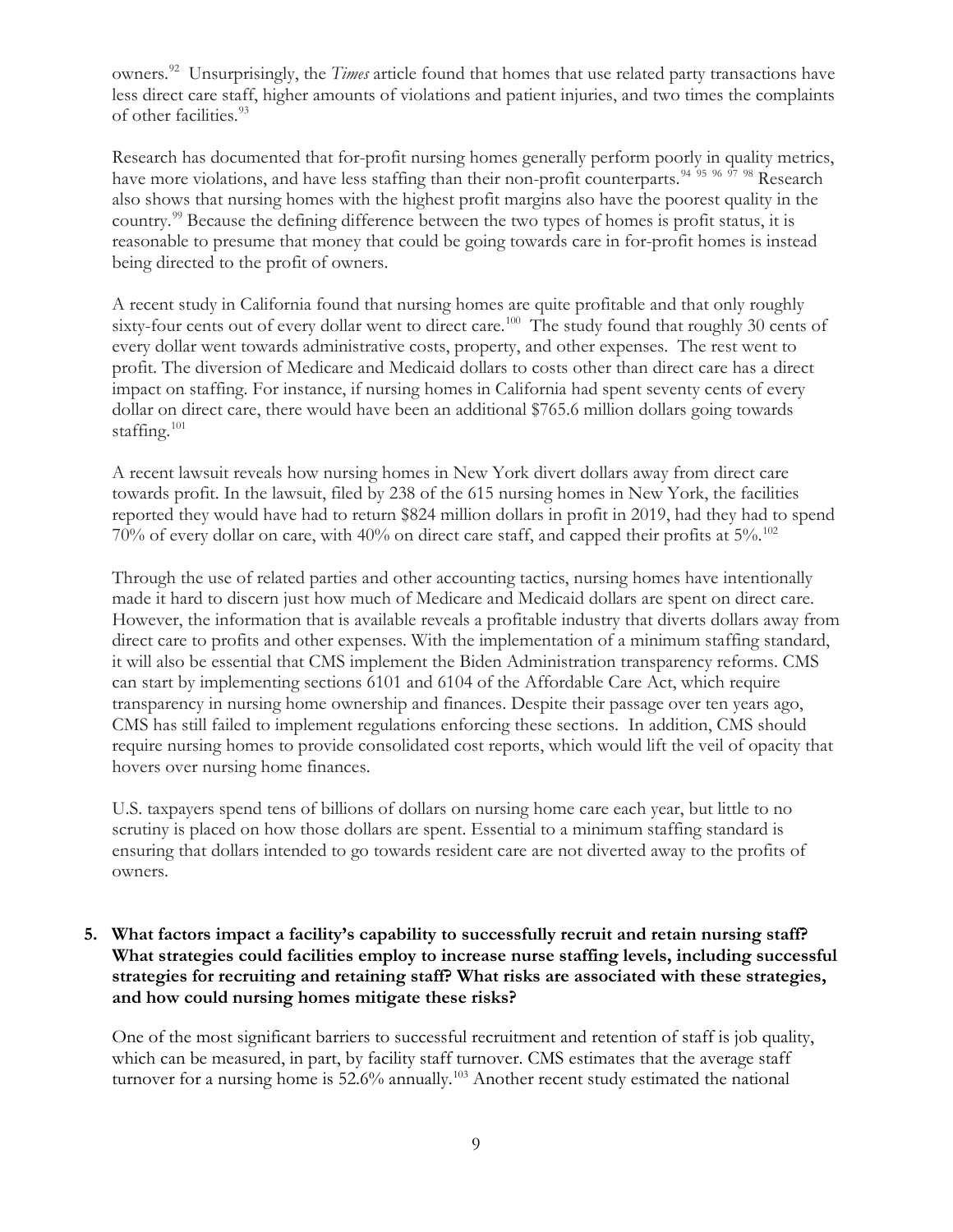owners.[92] Unsurprisingly, the *Times* article found that homes that use related party transactions have less direct care staff, higher amounts of violations and patient injuries, and two times the complaints of other facilities.[93]

Research has documented that for-profit nursing homes generally perform poorly in quality metrics, have more violations, and have less staffing than their non-profit counterparts.[94] [95] [96] [97] [98] Research also shows that nursing homes with the highest profit margins also have the poorest quality in the country.[99] Because the defining difference between the two types of homes is profit status, it is reasonable to presume that money that could be going towards care in for-profit homes is instead being directed to the profit of owners.

A recent study in California found that nursing homes are quite profitable and that only roughly sixty-four cents out of every dollar went to direct care.[100] The study found that roughly 30 cents of every dollar went towards administrative costs, property, and other expenses. The rest went to profit. The diversion of Medicare and Medicaid dollars to costs other than direct care has a direct impact on staffing. For instance, if nursing homes in California had spent seventy cents of every dollar on direct care, there would have been an additional $765.6 million dollars going towards staffing.[101]

A recent lawsuit reveals how nursing homes in New York divert dollars away from direct care towards profit. In the lawsuit, filed by 238 of the 615 nursing homes in New York, the facilities reported they would have had to return $824 million dollars in profit in 2019, had they had to spend 70% of every dollar on care, with 40% on direct care staff, and capped their profits at 5%.[102]

Through the use of related parties and other accounting tactics, nursing homes have intentionally made it hard to discern just how much of Medicare and Medicaid dollars are spent on direct care. However, the information that is available reveals a profitable industry that diverts dollars away from direct care to profits and other expenses. With the implementation of a minimum staffing standard, it will also be essential that CMS implement the Biden Administration transparency reforms. CMS can start by implementing sections 6101 and 6104 of the Affordable Care Act, which require transparency in nursing home ownership and finances. Despite their passage over ten years ago, CMS has still failed to implement regulations enforcing these sections. In addition, CMS should require nursing homes to provide consolidated cost reports, which would lift the veil of opacity that hovers over nursing home finances.

U.S. taxpayers spend tens of billions of dollars on nursing home care each year, but little to no scrutiny is placed on how those dollars are spent. Essential to a minimum staffing standard is ensuring that dollars intended to go towards resident care are not diverted away to the profits of owners.

**5. What factors impact a facility's capability to successfully recruit and retain nursing staff? What strategies could facilities employ to increase nurse staffing levels, including successful strategies for recruiting and retaining staff? What risks are associated with these strategies, and how could nursing homes mitigate these risks?**

One of the most significant barriers to successful recruitment and retention of staff is job quality, which can be measured, in part, by facility staff turnover. CMS estimates that the average staff turnover for a nursing home is 52.6% annually.[103] Another recent study estimated the national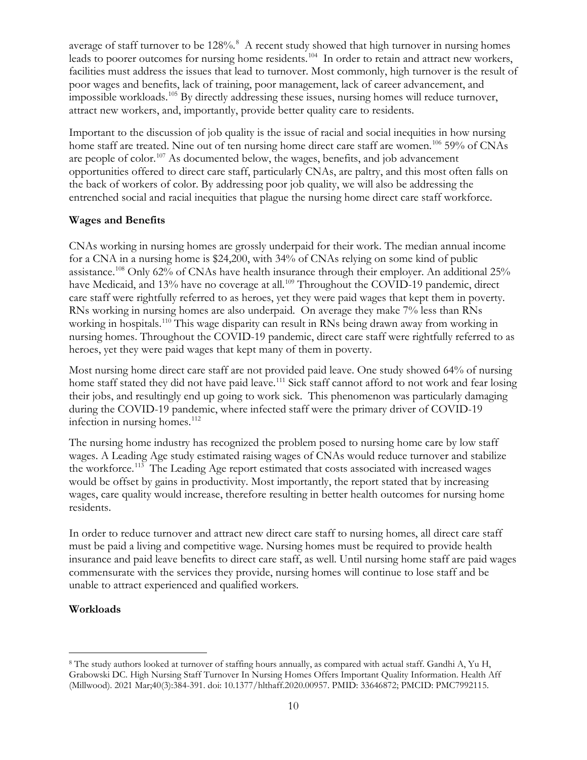average of staff turnover to be 128%.[8] A recent study showed that high turnover in nursing homes leads to poorer outcomes for nursing home residents.[104] In order to retain and attract new workers, facilities must address the issues that lead to turnover. Most commonly, high turnover is the result of poor wages and benefits, lack of training, poor management, lack of career advancement, and impossible workloads.[105] By directly addressing these issues, nursing homes will reduce turnover, attract new workers, and, importantly, provide better quality care to residents.

Important to the discussion of job quality is the issue of racial and social inequities in how nursing home staff are treated. Nine out of ten nursing home direct care staff are women.[106] 59% of CNAs are people of color.[107] As documented below, the wages, benefits, and job advancement opportunities offered to direct care staff, particularly CNAs, are paltry, and this most often falls on the back of workers of color. By addressing poor job quality, we will also be addressing the entrenched social and racial inequities that plague the nursing home direct care staff workforce.

**Wages and Benefits**

CNAs working in nursing homes are grossly underpaid for their work. The median annual income for a CNA in a nursing home is $24,200, with 34% of CNAs relying on some kind of public assistance.[108] Only 62% of CNAs have health insurance through their employer. An additional 25% have Medicaid, and 13% have no coverage at all.[109] Throughout the COVID-19 pandemic, direct care staff were rightfully referred to as heroes, yet they were paid wages that kept them in poverty. RNs working in nursing homes are also underpaid. On average they make 7% less than RNs working in hospitals.[110] This wage disparity can result in RNs being drawn away from working in nursing homes. Throughout the COVID-19 pandemic, direct care staff were rightfully referred to as heroes, yet they were paid wages that kept many of them in poverty.

Most nursing home direct care staff are not provided paid leave. One study showed 64% of nursing home staff stated they did not have paid leave.[111] Sick staff cannot afford to not work and fear losing their jobs, and resultingly end up going to work sick. This phenomenon was particularly damaging during the COVID-19 pandemic, where infected staff were the primary driver of COVID-19 infection in nursing homes.[112]

The nursing home industry has recognized the problem posed to nursing home care by low staff wages. A Leading Age study estimated raising wages of CNAs would reduce turnover and stabilize the workforce.[113] The Leading Age report estimated that costs associated with increased wages would be offset by gains in productivity. Most importantly, the report stated that by increasing wages, care quality would increase, therefore resulting in better health outcomes for nursing home residents.

In order to reduce turnover and attract new direct care staff to nursing homes, all direct care staff must be paid a living and competitive wage. Nursing homes must be required to provide health insurance and paid leave benefits to direct care staff, as well. Until nursing home staff are paid wages commensurate with the services they provide, nursing homes will continue to lose staff and be unable to attract experienced and qualified workers.

**Workloads**

---

[8] The study authors looked at turnover of staffing hours annually, as compared with actual staff. Gandhi A, Yu H, Grabowski DC. High Nursing Staff Turnover In Nursing Homes Offers Important Quality Information. Health Aff (Millwood). 2021 Mar;40(3):384-391. doi: 10.1377/hlthaff.2020.00957. PMID: 33646872; PMCID: PMC7992115.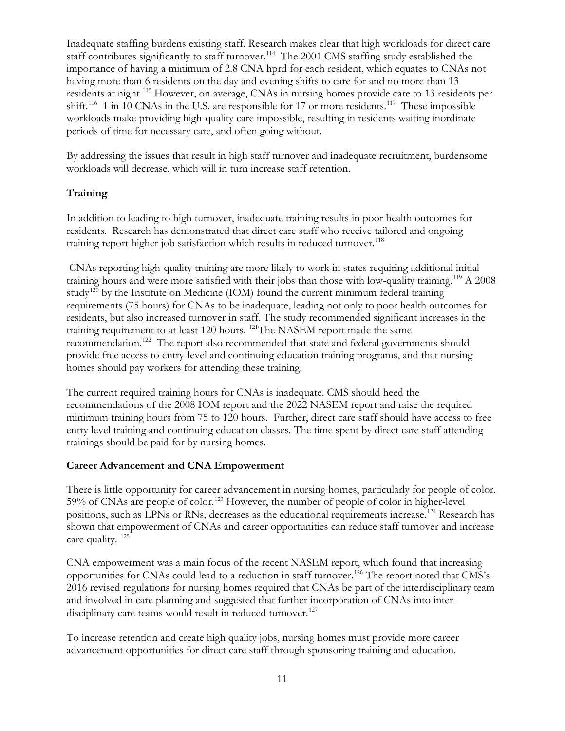Inadequate staffing burdens existing staff. Research makes clear that high workloads for direct care staff contributes significantly to staff turnover.[114] The 2001 CMS staffing study established the importance of having a minimum of 2.8 CNA hprd for each resident, which equates to CNAs not having more than 6 residents on the day and evening shifts to care for and no more than 13 residents at night.[115] However, on average, CNAs in nursing homes provide care to 13 residents per shift.[116] 1 in 10 CNAs in the U.S. are responsible for 17 or more residents.[117] These impossible workloads make providing high-quality care impossible, resulting in residents waiting inordinate periods of time for necessary care, and often going without.

By addressing the issues that result in high staff turnover and inadequate recruitment, burdensome workloads will decrease, which will in turn increase staff retention.

### Training

In addition to leading to high turnover, inadequate training results in poor health outcomes for residents. Research has demonstrated that direct care staff who receive tailored and ongoing training report higher job satisfaction which results in reduced turnover.[118]

CNAs reporting high-quality training are more likely to work in states requiring additional initial training hours and were more satisfied with their jobs than those with low-quality training.[119] A 2008 study[120] by the Institute on Medicine (IOM) found the current minimum federal training requirements (75 hours) for CNAs to be inadequate, leading not only to poor health outcomes for residents, but also increased turnover in staff. The study recommended significant increases in the training requirement to at least 120 hours. [121]The NASEM report made the same recommendation.[122] The report also recommended that state and federal governments should provide free access to entry-level and continuing education training programs, and that nursing homes should pay workers for attending these training.

The current required training hours for CNAs is inadequate. CMS should heed the recommendations of the 2008 IOM report and the 2022 NASEM report and raise the required minimum training hours from 75 to 120 hours. Further, direct care staff should have access to free entry level training and continuing education classes. The time spent by direct care staff attending trainings should be paid for by nursing homes.

### Career Advancement and CNA Empowerment

There is little opportunity for career advancement in nursing homes, particularly for people of color. 59% of CNAs are people of color.[123] However, the number of people of color in higher-level positions, such as LPNs or RNs, decreases as the educational requirements increase.[124] Research has shown that empowerment of CNAs and career opportunities can reduce staff turnover and increase care quality. [125]

CNA empowerment was a main focus of the recent NASEM report, which found that increasing opportunities for CNAs could lead to a reduction in staff turnover.[126] The report noted that CMS's 2016 revised regulations for nursing homes required that CNAs be part of the interdisciplinary team and involved in care planning and suggested that further incorporation of CNAs into inter-disciplinary care teams would result in reduced turnover.[127]

To increase retention and create high quality jobs, nursing homes must provide more career advancement opportunities for direct care staff through sponsoring training and education.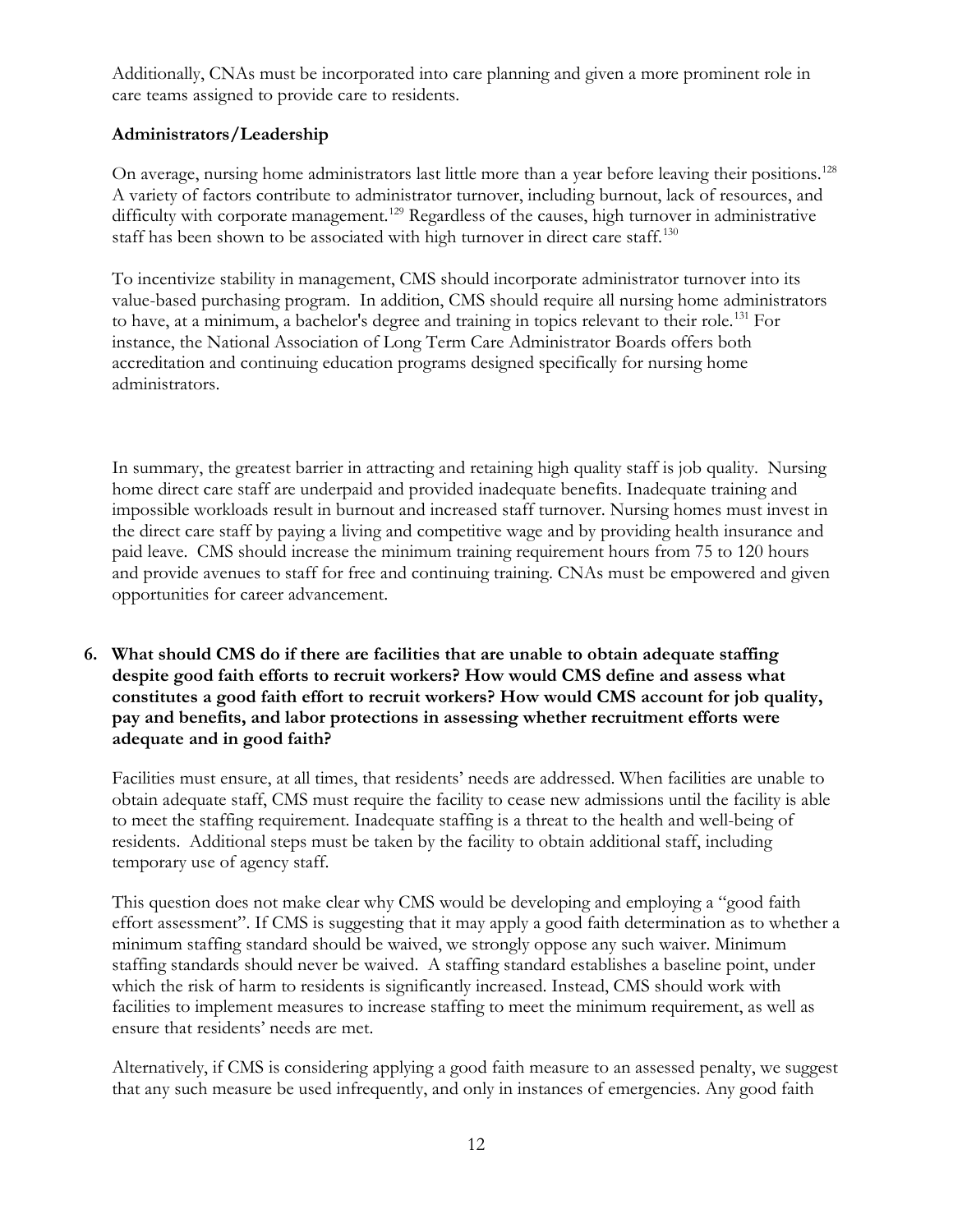Additionally, CNAs must be incorporated into care planning and given a more prominent role in care teams assigned to provide care to residents.

**Administrators/Leadership**

On average, nursing home administrators last little more than a year before leaving their positions.[128] A variety of factors contribute to administrator turnover, including burnout, lack of resources, and difficulty with corporate management.[129] Regardless of the causes, high turnover in administrative staff has been shown to be associated with high turnover in direct care staff.[130]

To incentivize stability in management, CMS should incorporate administrator turnover into its value-based purchasing program. In addition, CMS should require all nursing home administrators to have, at a minimum, a bachelor's degree and training in topics relevant to their role.[131] For instance, the National Association of Long Term Care Administrator Boards offers both accreditation and continuing education programs designed specifically for nursing home administrators.

In summary, the greatest barrier in attracting and retaining high quality staff is job quality. Nursing home direct care staff are underpaid and provided inadequate benefits. Inadequate training and impossible workloads result in burnout and increased staff turnover. Nursing homes must invest in the direct care staff by paying a living and competitive wage and by providing health insurance and paid leave. CMS should increase the minimum training requirement hours from 75 to 120 hours and provide avenues to staff for free and continuing training. CNAs must be empowered and given opportunities for career advancement.

6. **What should CMS do if there are facilities that are unable to obtain adequate staffing despite good faith efforts to recruit workers? How would CMS define and assess what constitutes a good faith effort to recruit workers? How would CMS account for job quality, pay and benefits, and labor protections in assessing whether recruitment efforts were adequate and in good faith?**

Facilities must ensure, at all times, that residents' needs are addressed. When facilities are unable to obtain adequate staff, CMS must require the facility to cease new admissions until the facility is able to meet the staffing requirement. Inadequate staffing is a threat to the health and well-being of residents. Additional steps must be taken by the facility to obtain additional staff, including temporary use of agency staff.

This question does not make clear why CMS would be developing and employing a "good faith effort assessment". If CMS is suggesting that it may apply a good faith determination as to whether a minimum staffing standard should be waived, we strongly oppose any such waiver. Minimum staffing standards should never be waived. A staffing standard establishes a baseline point, under which the risk of harm to residents is significantly increased. Instead, CMS should work with facilities to implement measures to increase staffing to meet the minimum requirement, as well as ensure that residents' needs are met.

Alternatively, if CMS is considering applying a good faith measure to an assessed penalty, we suggest that any such measure be used infrequently, and only in instances of emergencies. Any good faith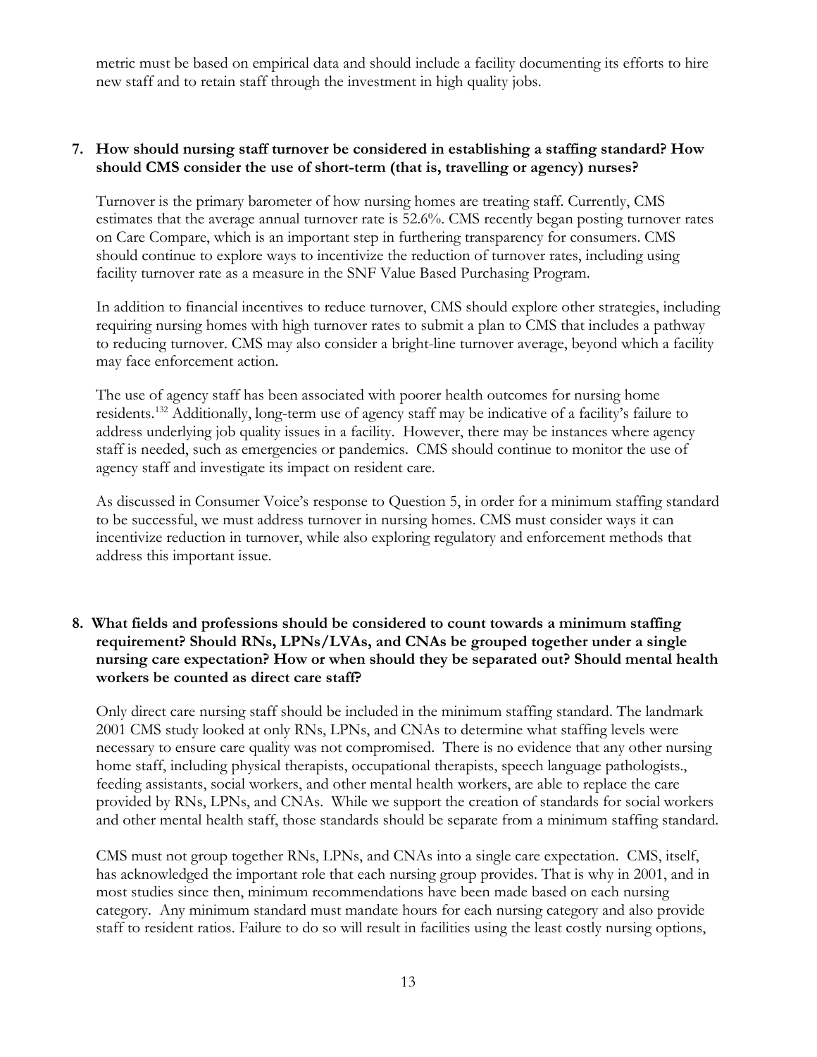metric must be based on empirical data and should include a facility documenting its efforts to hire new staff and to retain staff through the investment in high quality jobs.

**7. How should nursing staff turnover be considered in establishing a staffing standard? How should CMS consider the use of short-term (that is, travelling or agency) nurses?**

Turnover is the primary barometer of how nursing homes are treating staff. Currently, CMS estimates that the average annual turnover rate is 52.6%. CMS recently began posting turnover rates on Care Compare, which is an important step in furthering transparency for consumers. CMS should continue to explore ways to incentivize the reduction of turnover rates, including using facility turnover rate as a measure in the SNF Value Based Purchasing Program.

In addition to financial incentives to reduce turnover, CMS should explore other strategies, including requiring nursing homes with high turnover rates to submit a plan to CMS that includes a pathway to reducing turnover. CMS may also consider a bright-line turnover average, beyond which a facility may face enforcement action.

The use of agency staff has been associated with poorer health outcomes for nursing home residents.[132] Additionally, long-term use of agency staff may be indicative of a facility's failure to address underlying job quality issues in a facility. However, there may be instances where agency staff is needed, such as emergencies or pandemics. CMS should continue to monitor the use of agency staff and investigate its impact on resident care.

As discussed in Consumer Voice's response to Question 5, in order for a minimum staffing standard to be successful, we must address turnover in nursing homes. CMS must consider ways it can incentivize reduction in turnover, while also exploring regulatory and enforcement methods that address this important issue.

**8. What fields and professions should be considered to count towards a minimum staffing requirement? Should RNs, LPNs/LVAs, and CNAs be grouped together under a single nursing care expectation? How or when should they be separated out? Should mental health workers be counted as direct care staff?**

Only direct care nursing staff should be included in the minimum staffing standard. The landmark 2001 CMS study looked at only RNs, LPNs, and CNAs to determine what staffing levels were necessary to ensure care quality was not compromised. There is no evidence that any other nursing home staff, including physical therapists, occupational therapists, speech language pathologists., feeding assistants, social workers, and other mental health workers, are able to replace the care provided by RNs, LPNs, and CNAs. While we support the creation of standards for social workers and other mental health staff, those standards should be separate from a minimum staffing standard.

CMS must not group together RNs, LPNs, and CNAs into a single care expectation. CMS, itself, has acknowledged the important role that each nursing group provides. That is why in 2001, and in most studies since then, minimum recommendations have been made based on each nursing category. Any minimum standard must mandate hours for each nursing category and also provide staff to resident ratios. Failure to do so will result in facilities using the least costly nursing options,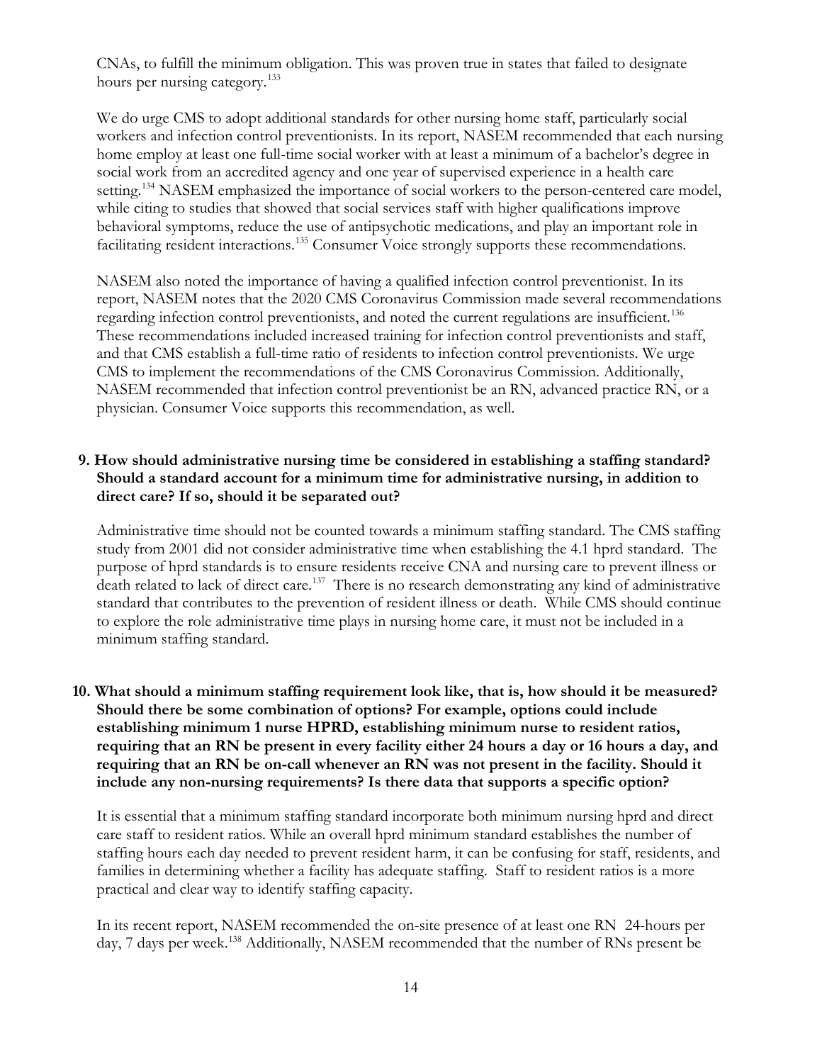CNAs, to fulfill the minimum obligation. This was proven true in states that failed to designate hours per nursing category.[133]

We do urge CMS to adopt additional standards for other nursing home staff, particularly social workers and infection control preventionists. In its report, NASEM recommended that each nursing home employ at least one full-time social worker with at least a minimum of a bachelor's degree in social work from an accredited agency and one year of supervised experience in a health care setting.[134] NASEM emphasized the importance of social workers to the person-centered care model, while citing to studies that showed that social services staff with higher qualifications improve behavioral symptoms, reduce the use of antipsychotic medications, and play an important role in facilitating resident interactions.[135] Consumer Voice strongly supports these recommendations.

NASEM also noted the importance of having a qualified infection control preventionist. In its report, NASEM notes that the 2020 CMS Coronavirus Commission made several recommendations regarding infection control preventionists, and noted the current regulations are insufficient.[136] These recommendations included increased training for infection control preventionists and staff, and that CMS establish a full-time ratio of residents to infection control preventionists. We urge CMS to implement the recommendations of the CMS Coronavirus Commission. Additionally, NASEM recommended that infection control preventionist be an RN, advanced practice RN, or a physician. Consumer Voice supports this recommendation, as well.

**9. How should administrative nursing time be considered in establishing a staffing standard? Should a standard account for a minimum time for administrative nursing, in addition to direct care? If so, should it be separated out?**

Administrative time should not be counted towards a minimum staffing standard. The CMS staffing study from 2001 did not consider administrative time when establishing the 4.1 hprd standard. The purpose of hprd standards is to ensure residents receive CNA and nursing care to prevent illness or death related to lack of direct care.[137] There is no research demonstrating any kind of administrative standard that contributes to the prevention of resident illness or death. While CMS should continue to explore the role administrative time plays in nursing home care, it must not be included in a minimum staffing standard.

**10. What should a minimum staffing requirement look like, that is, how should it be measured? Should there be some combination of options? For example, options could include establishing minimum 1 nurse HPRD, establishing minimum nurse to resident ratios, requiring that an RN be present in every facility either 24 hours a day or 16 hours a day, and requiring that an RN be on-call whenever an RN was not present in the facility. Should it include any non-nursing requirements? Is there data that supports a specific option?**

It is essential that a minimum staffing standard incorporate both minimum nursing hprd and direct care staff to resident ratios. While an overall hprd minimum standard establishes the number of staffing hours each day needed to prevent resident harm, it can be confusing for staff, residents, and families in determining whether a facility has adequate staffing. Staff to resident ratios is a more practical and clear way to identify staffing capacity.

In its recent report, NASEM recommended the on-site presence of at least one RN 24-hours per day, 7 days per week.[138] Additionally, NASEM recommended that the number of RNs present be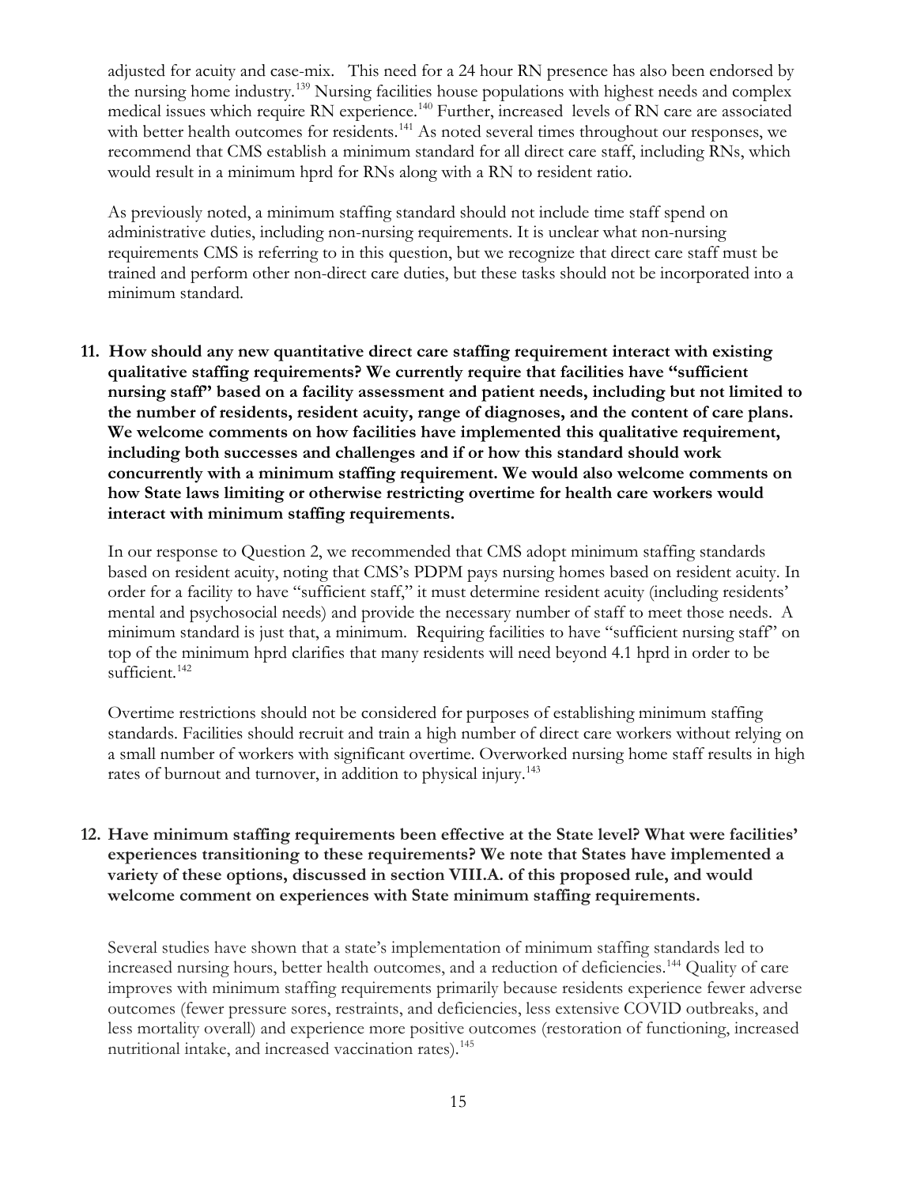adjusted for acuity and case-mix. This need for a 24 hour RN presence has also been endorsed by the nursing home industry.[139] Nursing facilities house populations with highest needs and complex medical issues which require RN experience.[140] Further, increased levels of RN care are associated with better health outcomes for residents.[141] As noted several times throughout our responses, we recommend that CMS establish a minimum standard for all direct care staff, including RNs, which would result in a minimum hprd for RNs along with a RN to resident ratio.

As previously noted, a minimum staffing standard should not include time staff spend on administrative duties, including non-nursing requirements. It is unclear what non-nursing requirements CMS is referring to in this question, but we recognize that direct care staff must be trained and perform other non-direct care duties, but these tasks should not be incorporated into a minimum standard.

**11. How should any new quantitative direct care staffing requirement interact with existing qualitative staffing requirements? We currently require that facilities have "sufficient nursing staff" based on a facility assessment and patient needs, including but not limited to the number of residents, resident acuity, range of diagnoses, and the content of care plans. We welcome comments on how facilities have implemented this qualitative requirement, including both successes and challenges and if or how this standard should work concurrently with a minimum staffing requirement. We would also welcome comments on how State laws limiting or otherwise restricting overtime for health care workers would interact with minimum staffing requirements.**

In our response to Question 2, we recommended that CMS adopt minimum staffing standards based on resident acuity, noting that CMS's PDPM pays nursing homes based on resident acuity. In order for a facility to have "sufficient staff," it must determine resident acuity (including residents' mental and psychosocial needs) and provide the necessary number of staff to meet those needs. A minimum standard is just that, a minimum. Requiring facilities to have "sufficient nursing staff" on top of the minimum hprd clarifies that many residents will need beyond 4.1 hprd in order to be sufficient.[142]

Overtime restrictions should not be considered for purposes of establishing minimum staffing standards. Facilities should recruit and train a high number of direct care workers without relying on a small number of workers with significant overtime. Overworked nursing home staff results in high rates of burnout and turnover, in addition to physical injury.[143]

**12. Have minimum staffing requirements been effective at the State level? What were facilities' experiences transitioning to these requirements? We note that States have implemented a variety of these options, discussed in section VIII.A. of this proposed rule, and would welcome comment on experiences with State minimum staffing requirements.**

Several studies have shown that a state's implementation of minimum staffing standards led to increased nursing hours, better health outcomes, and a reduction of deficiencies.[144] Quality of care improves with minimum staffing requirements primarily because residents experience fewer adverse outcomes (fewer pressure sores, restraints, and deficiencies, less extensive COVID outbreaks, and less mortality overall) and experience more positive outcomes (restoration of functioning, increased nutritional intake, and increased vaccination rates).[145]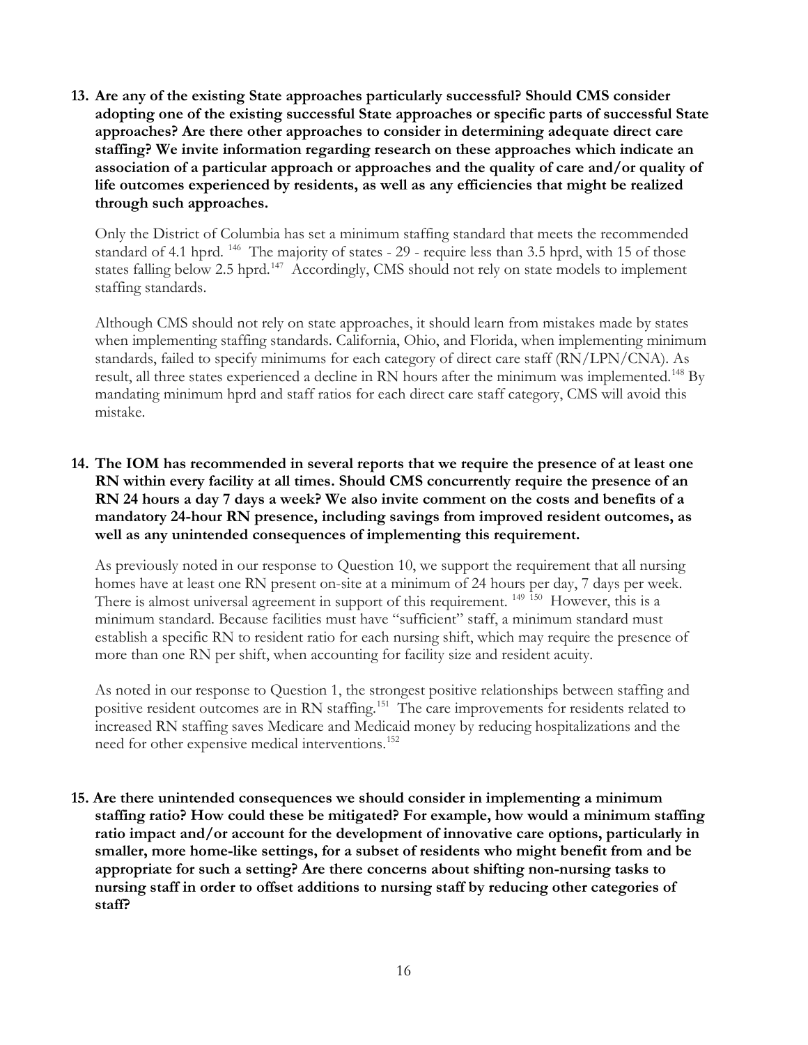**13. Are any of the existing State approaches particularly successful? Should CMS consider adopting one of the existing successful State approaches or specific parts of successful State approaches? Are there other approaches to consider in determining adequate direct care staffing? We invite information regarding research on these approaches which indicate an association of a particular approach or approaches and the quality of care and/or quality of life outcomes experienced by residents, as well as any efficiencies that might be realized through such approaches.**

Only the District of Columbia has set a minimum staffing standard that meets the recommended standard of 4.1 hprd. [146] The majority of states - 29 - require less than 3.5 hprd, with 15 of those states falling below 2.5 hprd.[147] Accordingly, CMS should not rely on state models to implement staffing standards.

Although CMS should not rely on state approaches, it should learn from mistakes made by states when implementing staffing standards. California, Ohio, and Florida, when implementing minimum standards, failed to specify minimums for each category of direct care staff (RN/LPN/CNA). As result, all three states experienced a decline in RN hours after the minimum was implemented.[148] By mandating minimum hprd and staff ratios for each direct care staff category, CMS will avoid this mistake.

**14. The IOM has recommended in several reports that we require the presence of at least one RN within every facility at all times. Should CMS concurrently require the presence of an RN 24 hours a day 7 days a week? We also invite comment on the costs and benefits of a mandatory 24-hour RN presence, including savings from improved resident outcomes, as well as any unintended consequences of implementing this requirement.**

As previously noted in our response to Question 10, we support the requirement that all nursing homes have at least one RN present on-site at a minimum of 24 hours per day, 7 days per week. There is almost universal agreement in support of this requirement. [149] [150] However, this is a minimum standard. Because facilities must have "sufficient" staff, a minimum standard must establish a specific RN to resident ratio for each nursing shift, which may require the presence of more than one RN per shift, when accounting for facility size and resident acuity.

As noted in our response to Question 1, the strongest positive relationships between staffing and positive resident outcomes are in RN staffing.[151] The care improvements for residents related to increased RN staffing saves Medicare and Medicaid money by reducing hospitalizations and the need for other expensive medical interventions.[152]

**15. Are there unintended consequences we should consider in implementing a minimum staffing ratio? How could these be mitigated? For example, how would a minimum staffing ratio impact and/or account for the development of innovative care options, particularly in smaller, more home-like settings, for a subset of residents who might benefit from and be appropriate for such a setting? Are there concerns about shifting non-nursing tasks to nursing staff in order to offset additions to nursing staff by reducing other categories of staff?**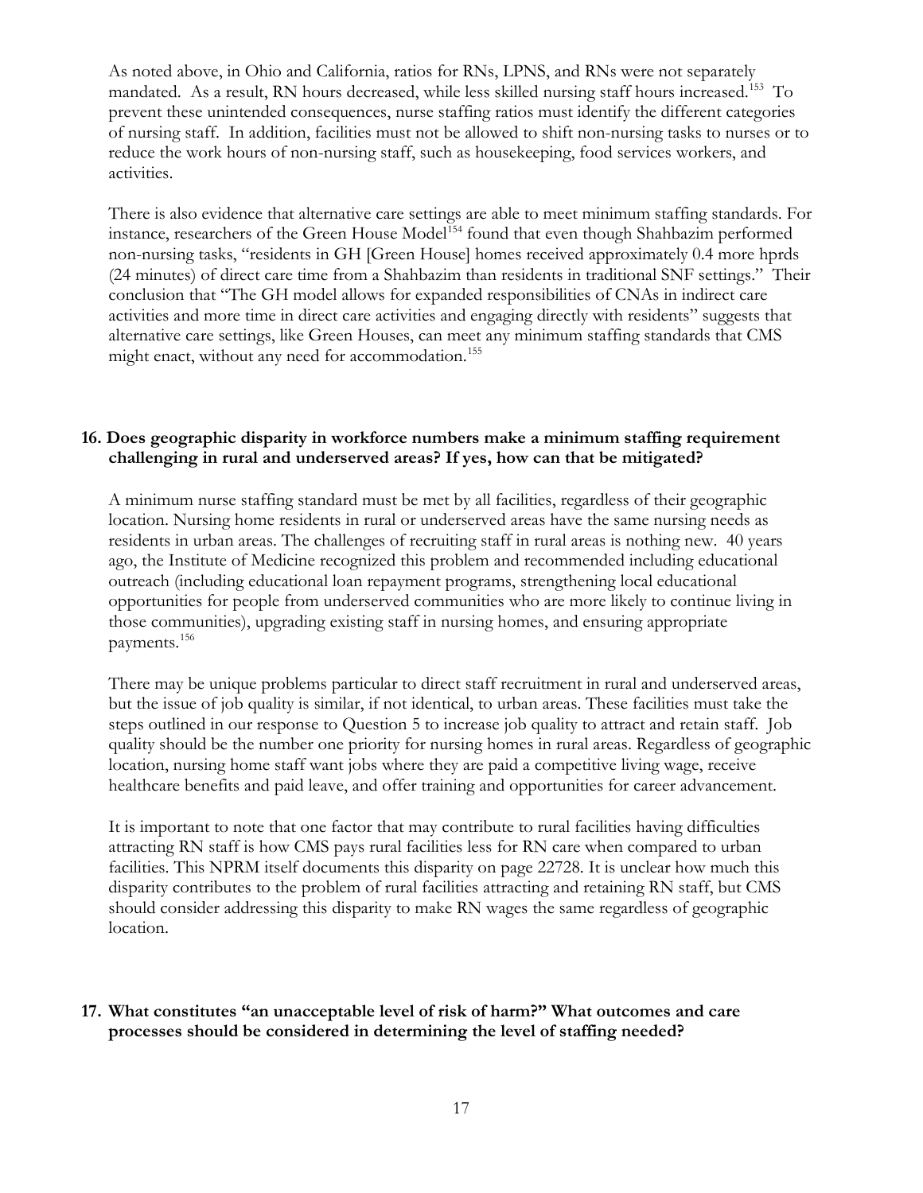As noted above, in Ohio and California, ratios for RNs, LPNS, and RNs were not separately mandated. As a result, RN hours decreased, while less skilled nursing staff hours increased.[153] To prevent these unintended consequences, nurse staffing ratios must identify the different categories of nursing staff. In addition, facilities must not be allowed to shift non-nursing tasks to nurses or to reduce the work hours of non-nursing staff, such as housekeeping, food services workers, and activities.

There is also evidence that alternative care settings are able to meet minimum staffing standards. For instance, researchers of the Green House Model[154] found that even though Shahbazim performed non-nursing tasks, "residents in GH [Green House] homes received approximately 0.4 more hprds (24 minutes) of direct care time from a Shahbazim than residents in traditional SNF settings." Their conclusion that "The GH model allows for expanded responsibilities of CNAs in indirect care activities and more time in direct care activities and engaging directly with residents" suggests that alternative care settings, like Green Houses, can meet any minimum staffing standards that CMS might enact, without any need for accommodation.[155]

**16. Does geographic disparity in workforce numbers make a minimum staffing requirement challenging in rural and underserved areas? If yes, how can that be mitigated?**

A minimum nurse staffing standard must be met by all facilities, regardless of their geographic location. Nursing home residents in rural or underserved areas have the same nursing needs as residents in urban areas. The challenges of recruiting staff in rural areas is nothing new. 40 years ago, the Institute of Medicine recognized this problem and recommended including educational outreach (including educational loan repayment programs, strengthening local educational opportunities for people from underserved communities who are more likely to continue living in those communities), upgrading existing staff in nursing homes, and ensuring appropriate payments.[156]

There may be unique problems particular to direct staff recruitment in rural and underserved areas, but the issue of job quality is similar, if not identical, to urban areas. These facilities must take the steps outlined in our response to Question 5 to increase job quality to attract and retain staff. Job quality should be the number one priority for nursing homes in rural areas. Regardless of geographic location, nursing home staff want jobs where they are paid a competitive living wage, receive healthcare benefits and paid leave, and offer training and opportunities for career advancement.

It is important to note that one factor that may contribute to rural facilities having difficulties attracting RN staff is how CMS pays rural facilities less for RN care when compared to urban facilities. This NPRM itself documents this disparity on page 22728. It is unclear how much this disparity contributes to the problem of rural facilities attracting and retaining RN staff, but CMS should consider addressing this disparity to make RN wages the same regardless of geographic location.

**17. What constitutes "an unacceptable level of risk of harm?" What outcomes and care processes should be considered in determining the level of staffing needed?**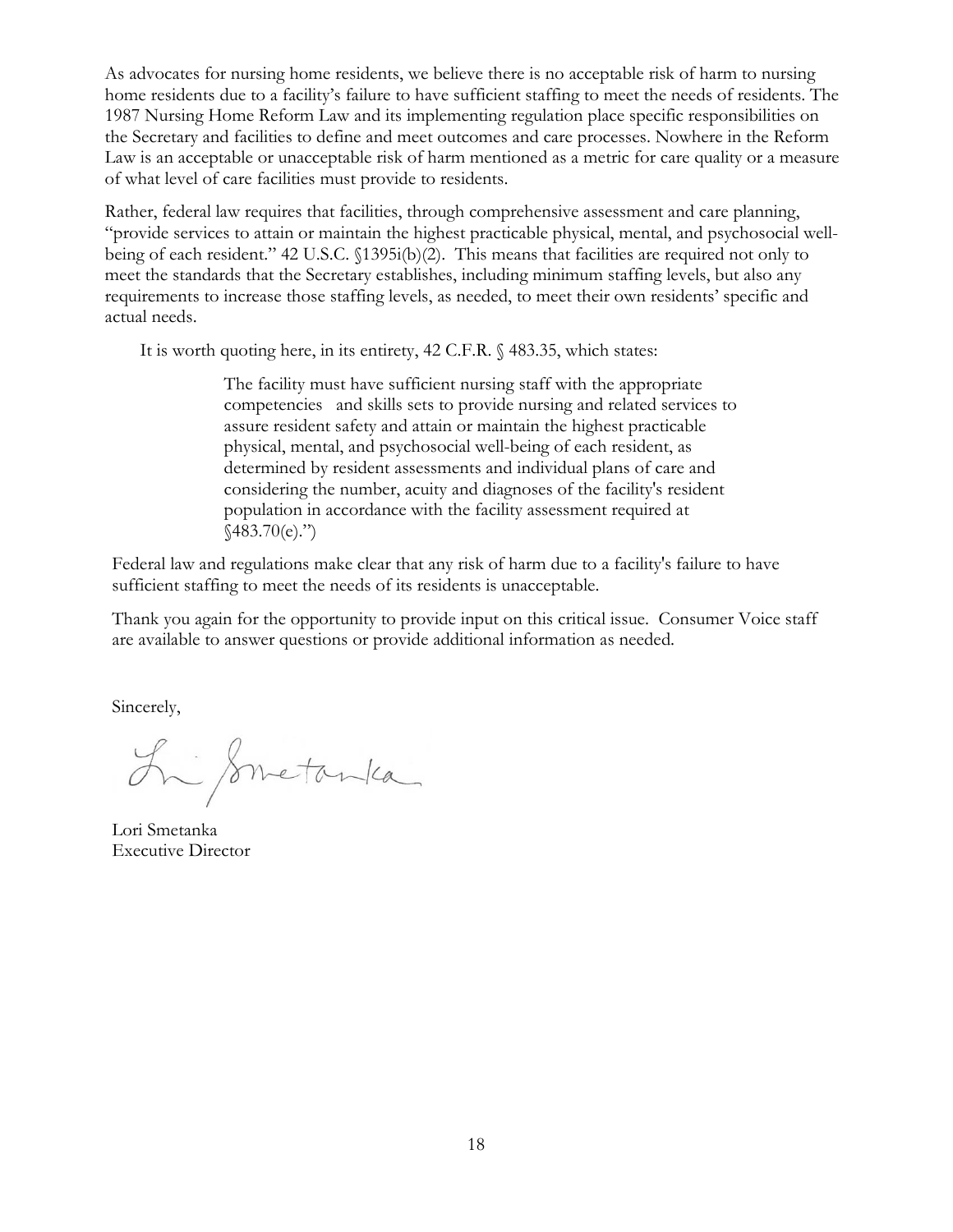As advocates for nursing home residents, we believe there is no acceptable risk of harm to nursing home residents due to a facility's failure to have sufficient staffing to meet the needs of residents. The 1987 Nursing Home Reform Law and its implementing regulation place specific responsibilities on the Secretary and facilities to define and meet outcomes and care processes. Nowhere in the Reform Law is an acceptable or unacceptable risk of harm mentioned as a metric for care quality or a measure of what level of care facilities must provide to residents.

Rather, federal law requires that facilities, through comprehensive assessment and care planning, "provide services to attain or maintain the highest practicable physical, mental, and psychosocial well-being of each resident." 42 U.S.C. §1395i(b)(2). This means that facilities are required not only to meet the standards that the Secretary establishes, including minimum staffing levels, but also any requirements to increase those staffing levels, as needed, to meet their own residents' specific and actual needs.

It is worth quoting here, in its entirety, 42 C.F.R. § 483.35, which states:

> The facility must have sufficient nursing staff with the appropriate competencies and skills sets to provide nursing and related services to assure resident safety and attain or maintain the highest practicable physical, mental, and psychosocial well-being of each resident, as determined by resident assessments and individual plans of care and considering the number, acuity and diagnoses of the facility's resident population in accordance with the facility assessment required at §483.70(e).")

Federal law and regulations make clear that any risk of harm due to a facility's failure to have sufficient staffing to meet the needs of its residents is unacceptable.

Thank you again for the opportunity to provide input on this critical issue. Consumer Voice staff are available to answer questions or provide additional information as needed.

Sincerely,

Lori Smetanka
Executive Director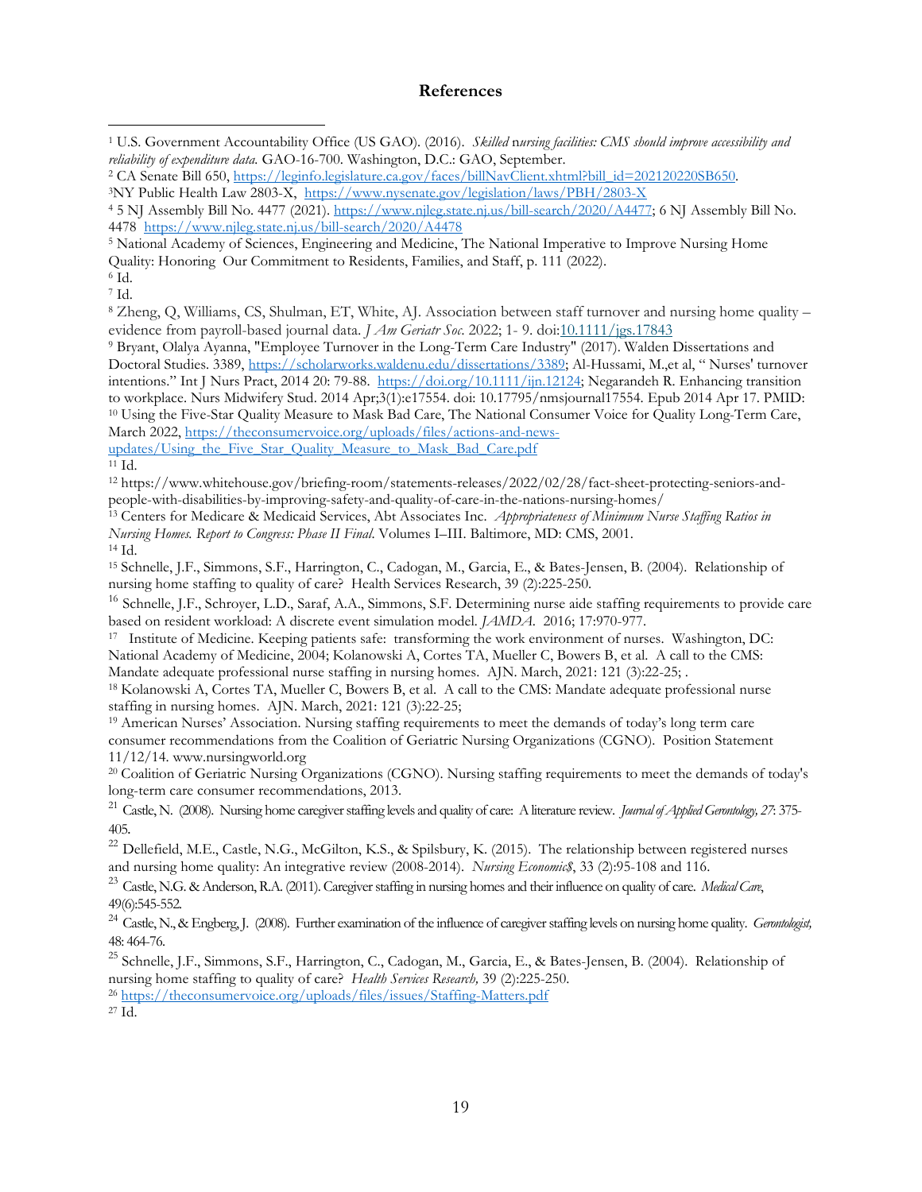## References

[1] U.S. Government Accountability Office (US GAO). (2016). *Skilled nursing facilities: CMS should improve accessibility and reliability of expenditure data.* GAO-16-700. Washington, D.C.: GAO, September.

[2] CA Senate Bill 650, https://leginfo.legislature.ca.gov/faces/billNavClient.xhtml?bill_id=202120220SB650.

[3] NY Public Health Law 2803-X, https://www.nysenate.gov/legislation/laws/PBH/2803-X

[4] 5 NJ Assembly Bill No. 4477 (2021). https://www.njleg.state.nj.us/bill-search/2020/A4477; 6 NJ Assembly Bill No. 4478 https://www.njleg.state.nj.us/bill-search/2020/A4478

[5] National Academy of Sciences, Engineering and Medicine, The National Imperative to Improve Nursing Home Quality: Honoring Our Commitment to Residents, Families, and Staff, p. 111 (2022).

[6] Id.

[7] Id.

[8] Zheng, Q, Williams, CS, Shulman, ET, White, AJ. Association between staff turnover and nursing home quality – evidence from payroll-based journal data. *J Am Geriatr Soc*. 2022; 1- 9. doi:10.1111/jgs.17843

[9] Bryant, Olalya Ayanna, "Employee Turnover in the Long-Term Care Industry" (2017). Walden Dissertations and Doctoral Studies. 3389, https://scholarworks.waldenu.edu/dissertations/3389; Al-Hussami, M.,et al, " Nurses' turnover intentions." Int J Nurs Pract, 2014 20: 79-88. https://doi.org/10.1111/ijn.12124; Negarandeh R. Enhancing transition to workplace. Nurs Midwifery Stud. 2014 Apr;3(1):e17554. doi: 10.17795/nmsjournal17554. Epub 2014 Apr 17. PMID:

[10] Using the Five-Star Quality Measure to Mask Bad Care, The National Consumer Voice for Quality Long-Term Care, March 2022, https://theconsumervoice.org/uploads/files/actions-and-news-updates/Using_the_Five_Star_Quality_Measure_to_Mask_Bad_Care.pdf

[11] Id.

[12] https://www.whitehouse.gov/briefing-room/statements-releases/2022/02/28/fact-sheet-protecting-seniors-and-people-with-disabilities-by-improving-safety-and-quality-of-care-in-the-nations-nursing-homes/

[13] Centers for Medicare & Medicaid Services, Abt Associates Inc. *Appropriateness of Minimum Nurse Staffing Ratios in Nursing Homes. Report to Congress: Phase II Final*. Volumes I–III. Baltimore, MD: CMS, 2001.

[14] Id.

[15] Schnelle, J.F., Simmons, S.F., Harrington, C., Cadogan, M., Garcia, E., & Bates-Jensen, B. (2004). Relationship of nursing home staffing to quality of care? Health Services Research, 39 (2):225-250.

[16] Schnelle, J.F., Schroyer, L.D., Saraf, A.A., Simmons, S.F. Determining nurse aide staffing requirements to provide care based on resident workload: A discrete event simulation model. *JAMDA*. 2016; 17:970-977.

[17] Institute of Medicine. Keeping patients safe: transforming the work environment of nurses. Washington, DC: National Academy of Medicine, 2004; Kolanowski A, Cortes TA, Mueller C, Bowers B, et al. A call to the CMS: Mandate adequate professional nurse staffing in nursing homes. AJN. March, 2021: 121 (3):22-25; .

[18] Kolanowski A, Cortes TA, Mueller C, Bowers B, et al. A call to the CMS: Mandate adequate professional nurse staffing in nursing homes. AJN. March, 2021: 121 (3):22-25;

[19] American Nurses' Association. Nursing staffing requirements to meet the demands of today's long term care consumer recommendations from the Coalition of Geriatric Nursing Organizations (CGNO). Position Statement 11/12/14. www.nursingworld.org

[20] Coalition of Geriatric Nursing Organizations (CGNO). Nursing staffing requirements to meet the demands of today's long-term care consumer recommendations, 2013.

[21] Castle, N. (2008). Nursing home caregiver staffing levels and quality of care: A literature review. *Journal of Applied Gerontology, 27*: 375-405.

[22] Dellefield, M.E., Castle, N.G., McGilton, K.S., & Spilsbury, K. (2015). The relationship between registered nurses and nursing home quality: An integrative review (2008-2014). *Nursing Economic$*, 33 (2):95-108 and 116.

[23] Castle, N.G. & Anderson, R.A. (2011). Caregiver staffing in nursing homes and their influence on quality of care. *Medical Care*, 49(6):545-552.

[24] Castle, N., & Engberg, J. (2008). Further examination of the influence of caregiver staffing levels on nursing home quality. *Gerontologist,* 48: 464-76.

[25] Schnelle, J.F., Simmons, S.F., Harrington, C., Cadogan, M., Garcia, E., & Bates-Jensen, B. (2004). Relationship of nursing home staffing to quality of care? *Health Services Research,* 39 (2):225-250.

[26] https://theconsumervoice.org/uploads/files/issues/Staffing-Matters.pdf

[27] Id.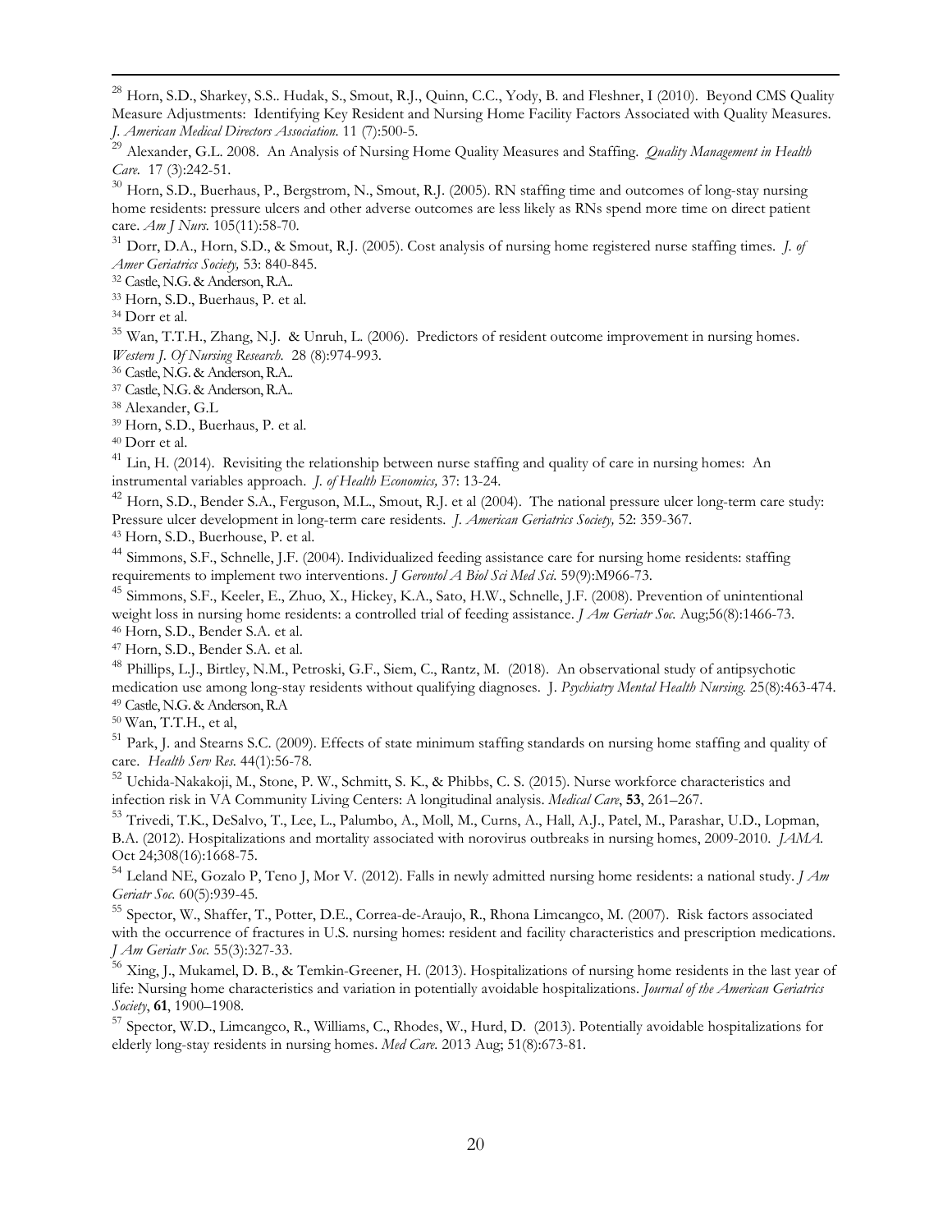[28] Horn, S.D., Sharkey, S.S.. Hudak, S., Smout, R.J., Quinn, C.C., Yody, B. and Fleshner, I (2010). Beyond CMS Quality Measure Adjustments: Identifying Key Resident and Nursing Home Facility Factors Associated with Quality Measures. *J. American Medical Directors Association.* 11 (7):500-5.

[29] Alexander, G.L. 2008. An Analysis of Nursing Home Quality Measures and Staffing. *Quality Management in Health Care.* 17 (3):242-51.

[30] Horn, S.D., Buerhaus, P., Bergstrom, N., Smout, R.J. (2005). RN staffing time and outcomes of long-stay nursing home residents: pressure ulcers and other adverse outcomes are less likely as RNs spend more time on direct patient care. *Am J Nurs.* 105(11):58-70.

[31] Dorr, D.A., Horn, S.D., & Smout, R.J. (2005). Cost analysis of nursing home registered nurse staffing times. *J. of Amer Geriatrics Society,* 53: 840-845.

[32] Castle, N.G. & Anderson, R.A..

[33] Horn, S.D., Buerhaus, P. et al.

[34] Dorr et al.

[35] Wan, T.T.H., Zhang, N.J. & Unruh, L. (2006). Predictors of resident outcome improvement in nursing homes. *Western J. Of Nursing Research.* 28 (8):974-993.

[36] Castle, N.G. & Anderson, R.A..

[37] Castle, N.G. & Anderson, R.A..

[38] Alexander, G.L

[39] Horn, S.D., Buerhaus, P. et al.

[40] Dorr et al.

[41] Lin, H. (2014). Revisiting the relationship between nurse staffing and quality of care in nursing homes: An instrumental variables approach. *J. of Health Economics,* 37: 13-24.

[42] Horn, S.D., Bender S.A., Ferguson, M.L., Smout, R.J. et al (2004). The national pressure ulcer long-term care study: Pressure ulcer development in long-term care residents. *J. American Geriatrics Society,* 52: 359-367.

[43] Horn, S.D., Buerhouse, P. et al.

[44] Simmons, S.F., Schnelle, J.F. (2004). Individualized feeding assistance care for nursing home residents: staffing requirements to implement two interventions. *J Gerontol A Biol Sci Med Sci.* 59(9):M966-73.

[45] Simmons, S.F., Keeler, E., Zhuo, X., Hickey, K.A., Sato, H.W., Schnelle, J.F. (2008). Prevention of unintentional weight loss in nursing home residents: a controlled trial of feeding assistance. *J Am Geriatr Soc.* Aug;56(8):1466-73.

[46] Horn, S.D., Bender S.A. et al.

[47] Horn, S.D., Bender S.A. et al.

[48] Phillips, L.J., Birtley, N.M., Petroski, G.F., Siem, C., Rantz, M. (2018). An observational study of antipsychotic medication use among long-stay residents without qualifying diagnoses. J. *Psychiatry Mental Health Nursing.* 25(8):463-474.

[49] Castle, N.G. & Anderson, R.A

[50] Wan, T.T.H., et al,

[51] Park, J. and Stearns S.C. (2009). Effects of state minimum staffing standards on nursing home staffing and quality of care. *Health Serv Res.* 44(1):56-78.

[52] Uchida-Nakakoji, M., Stone, P. W., Schmitt, S. K., & Phibbs, C. S. (2015). Nurse workforce characteristics and infection risk in VA Community Living Centers: A longitudinal analysis. *Medical Care*, **53**, 261–267.

[53] Trivedi, T.K., DeSalvo, T., Lee, L., Palumbo, A., Moll, M., Curns, A., Hall, A.J., Patel, M., Parashar, U.D., Lopman, B.A. (2012). Hospitalizations and mortality associated with norovirus outbreaks in nursing homes, 2009-2010. *JAMA.* Oct 24;308(16):1668-75.

[54] Leland NE, Gozalo P, Teno J, Mor V. (2012). Falls in newly admitted nursing home residents: a national study. *J Am Geriatr Soc.* 60(5):939-45.

[55] Spector, W., Shaffer, T., Potter, D.E., Correa-de-Araujo, R., Rhona Limcangco, M. (2007). Risk factors associated with the occurrence of fractures in U.S. nursing homes: resident and facility characteristics and prescription medications. *J Am Geriatr Soc.* 55(3):327-33.

[56] Xing, J., Mukamel, D. B., & Temkin-Greener, H. (2013). Hospitalizations of nursing home residents in the last year of life: Nursing home characteristics and variation in potentially avoidable hospitalizations. *Journal of the American Geriatrics Society*, **61**, 1900–1908.

[57] Spector, W.D., Limcangco, R., Williams, C., Rhodes, W., Hurd, D. (2013). Potentially avoidable hospitalizations for elderly long-stay residents in nursing homes. *Med Care.* 2013 Aug; 51(8):673-81.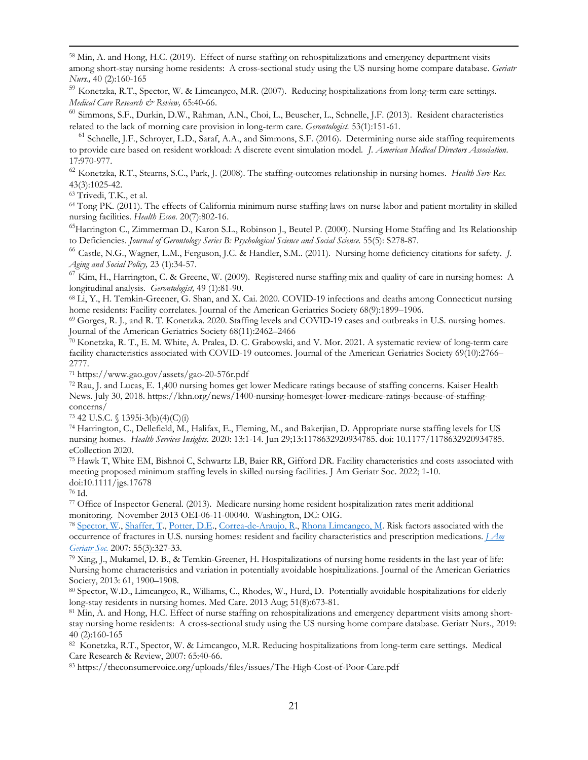[58] Min, A. and Hong, H.C. (2019). Effect of nurse staffing on rehospitalizations and emergency department visits among short-stay nursing home residents: A cross-sectional study using the US nursing home compare database. *Geriatr Nurs.,* 40 (2):160-165

[59] Konetzka, R.T., Spector, W. & Limcangco, M.R. (2007). Reducing hospitalizations from long-term care settings. *Medical Care Research & Review,* 65:40-66.

[60] Simmons, S.F., Durkin, D.W., Rahman, A.N., Choi, L., Beuscher, L., Schnelle, J.F. (2013). Resident characteristics related to the lack of morning care provision in long-term care. *Gerontologist.* 53(1):151-61.

[61] Schnelle, J.F., Schroyer, L.D., Saraf, A.A., and Simmons, S.F. (2016). Determining nurse aide staffing requirements to provide care based on resident workload: A discrete event simulation model. *J. American Medical Directors Association.* 17:970-977.

[62] Konetzka, R.T., Stearns, S.C., Park, J. (2008). The staffing-outcomes relationship in nursing homes. *Health Serv Res.* 43(3):1025-42.

[63] Trivedi, T.K., et al.

[64] Tong PK. (2011). The effects of California minimum nurse staffing laws on nurse labor and patient mortality in skilled nursing facilities. *Health Econ.* 20(7):802-16.

[65] Harrington C., Zimmerman D., Karon S.L., Robinson J., Beutel P. (2000). Nursing Home Staffing and Its Relationship to Deficiencies. *Journal of Gerontology Series B: Psychological Science and Social Science.* 55(5): S278-87.

[66] Castle, N.G., Wagner, L.M., Ferguson, J.C. & Handler, S.M.. (2011). Nursing home deficiency citations for safety. *J. Aging and Social Policy,* 23 (1):34-57.

[67] Kim, H., Harrington, C. & Greene, W. (2009). Registered nurse staffing mix and quality of care in nursing homes: A longitudinal analysis. *Gerontologist,* 49 (1):81-90.

[68] Li, Y., H. Temkin-Greener, G. Shan, and X. Cai. 2020. COVID-19 infections and deaths among Connecticut nursing home residents: Facility correlates. Journal of the American Geriatrics Society 68(9):1899–1906.

[69] Gorges, R. J., and R. T. Konetzka. 2020. Staffing levels and COVID-19 cases and outbreaks in U.S. nursing homes. Journal of the American Geriatrics Society 68(11):2462–2466

[70] Konetzka, R. T., E. M. White, A. Pralea, D. C. Grabowski, and V. Mor. 2021. A systematic review of long-term care facility characteristics associated with COVID-19 outcomes. Journal of the American Geriatrics Society 69(10):2766–2777.

[71] https://www.gao.gov/assets/gao-20-576r.pdf

[72] Rau, J. and Lucas, E. 1,400 nursing homes get lower Medicare ratings because of staffing concerns. Kaiser Health News. July 30, 2018. https://khn.org/news/1400-nursing-homesget-lower-medicare-ratings-because-of-staffing-concerns/

[73] 42 U.S.C. § 1395i-3(b)(4)(C)(i)

[74] Harrington, C., Dellefield, M., Halifax, E., Fleming, M., and Bakerjian, D. Appropriate nurse staffing levels for US nursing homes. *Health Services Insights.* 2020: 13:1-14. Jun 29;13:1178632920934785. doi: 10.1177/1178632920934785. eCollection 2020.

[75] Hawk T, White EM, Bishnoi C, Schwartz LB, Baier RR, Gifford DR. Facility characteristics and costs associated with meeting proposed minimum staffing levels in skilled nursing facilities. J Am Geriatr Soc. 2022; 1-10. doi:10.1111/jgs.17678

[76] Id.

[77] Office of Inspector General. (2013). Medicare nursing home resident hospitalization rates merit additional monitoring. November 2013 OEI-06-11-00040. Washington, DC: OIG.

[78] Spector, W., Shaffer, T., Potter, D.E., Correa-de-Araujo, R., Rhona Limcangco, M. Risk factors associated with the occurrence of fractures in U.S. nursing homes: resident and facility characteristics and prescription medications. *J Am Geriatr Soc.* 2007: 55(3):327-33.

[79] Xing, J., Mukamel, D. B., & Temkin-Greener, H. Hospitalizations of nursing home residents in the last year of life: Nursing home characteristics and variation in potentially avoidable hospitalizations. Journal of the American Geriatrics Society, 2013: 61, 1900–1908.

[80] Spector, W.D., Limcangco, R., Williams, C., Rhodes, W., Hurd, D. Potentially avoidable hospitalizations for elderly long-stay residents in nursing homes. Med Care. 2013 Aug; 51(8):673-81.

[81] Min, A. and Hong, H.C. Effect of nurse staffing on rehospitalizations and emergency department visits among short-stay nursing home residents: A cross-sectional study using the US nursing home compare database. Geriatr Nurs., 2019: 40 (2):160-165

[82] Konetzka, R.T., Spector, W. & Limcangco, M.R. Reducing hospitalizations from long-term care settings. Medical Care Research & Review, 2007: 65:40-66.

[83] https://theconsumervoice.org/uploads/files/issues/The-High-Cost-of-Poor-Care.pdf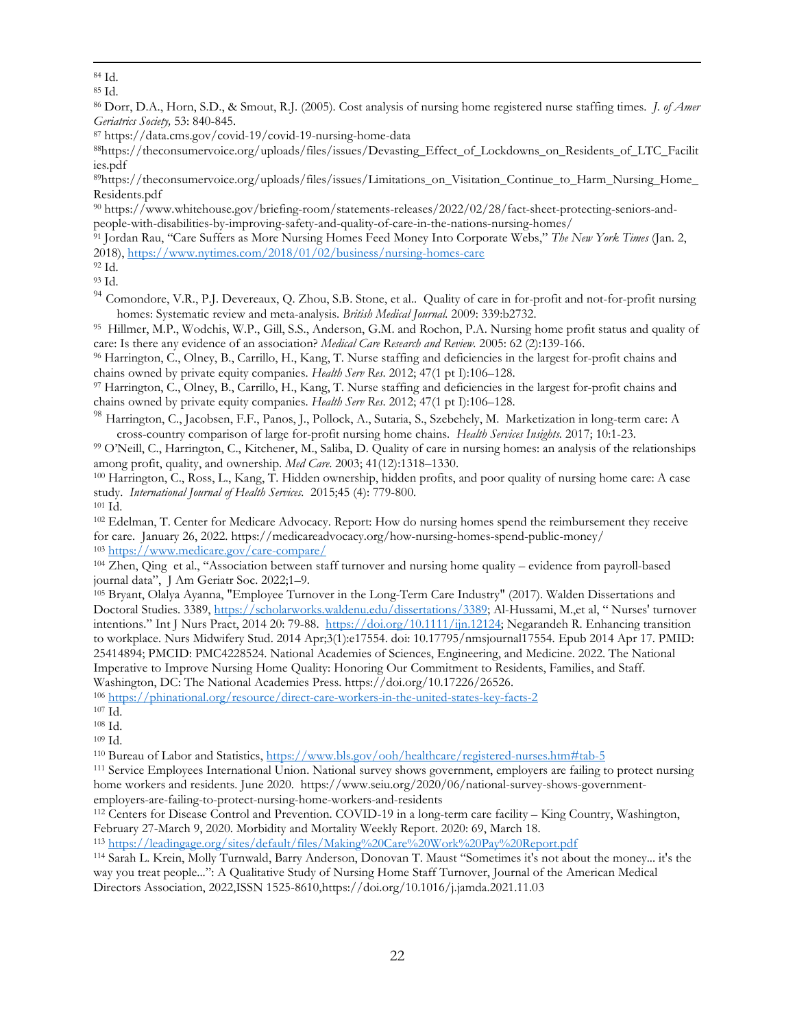[84] Id.

[85] Id.

[86] Dorr, D.A., Horn, S.D., & Smout, R.J. (2005). Cost analysis of nursing home registered nurse staffing times. *J. of Amer Geriatrics Society,* 53: 840-845.

[87] https://data.cms.gov/covid-19/covid-19-nursing-home-data

[88] https://theconsumervoice.org/uploads/files/issues/Devasting_Effect_of_Lockdowns_on_Residents_of_LTC_Facilities.pdf

[89] https://theconsumervoice.org/uploads/files/issues/Limitations_on_Visitation_Continue_to_Harm_Nursing_Home_Residents.pdf

[90] https://www.whitehouse.gov/briefing-room/statements-releases/2022/02/28/fact-sheet-protecting-seniors-and-people-with-disabilities-by-improving-safety-and-quality-of-care-in-the-nations-nursing-homes/

[91] Jordan Rau, "Care Suffers as More Nursing Homes Feed Money Into Corporate Webs," *The New York Times* (Jan. 2, 2018), https://www.nytimes.com/2018/01/02/business/nursing-homes-care

[92] Id.

[93] Id.

[94] Comondore, V.R., P.J. Devereaux, Q. Zhou, S.B. Stone, et al.. Quality of care in for-profit and not-for-profit nursing homes: Systematic review and meta-analysis. *British Medical Journal.* 2009: 339:b2732.

[95] Hillmer, M.P., Wodchis, W.P., Gill, S.S., Anderson, G.M. and Rochon, P.A. Nursing home profit status and quality of care: Is there any evidence of an association? *Medical Care Research and Review.* 2005: 62 (2):139-166.

[96] Harrington, C., Olney, B., Carrillo, H., Kang, T. Nurse staffing and deficiencies in the largest for-profit chains and chains owned by private equity companies. *Health Serv Res*. 2012; 47(1 pt I):106–128.

[97] Harrington, C., Olney, B., Carrillo, H., Kang, T. Nurse staffing and deficiencies in the largest for-profit chains and chains owned by private equity companies. *Health Serv Res*. 2012; 47(1 pt I):106–128.

[98] Harrington, C., Jacobsen, F.F., Panos, J., Pollock, A., Sutaria, S., Szebehely, M. Marketization in long-term care: A cross-country comparison of large for-profit nursing home chains. *Health Services Insights.* 2017; 10:1-23.

[99] O'Neill, C., Harrington, C., Kitchener, M., Saliba, D. Quality of care in nursing homes: an analysis of the relationships among profit, quality, and ownership. *Med Care*. 2003; 41(12):1318–1330.

[100] Harrington, C., Ross, L., Kang, T. Hidden ownership, hidden profits, and poor quality of nursing home care: A case study. *International Journal of Health Services.* 2015;45 (4): 779-800.

[101] Id.

[102] Edelman, T. Center for Medicare Advocacy. Report: How do nursing homes spend the reimbursement they receive for care. January 26, 2022. https://medicareadvocacy.org/how-nursing-homes-spend-public-money/

[103] https://www.medicare.gov/care-compare/

[104] Zhen, Qing et al., "Association between staff turnover and nursing home quality – evidence from payroll-based journal data", J Am Geriatr Soc. 2022;1–9.

[105] Bryant, Olalya Ayanna, "Employee Turnover in the Long-Term Care Industry" (2017). Walden Dissertations and Doctoral Studies. 3389, https://scholarworks.waldenu.edu/dissertations/3389; Al-Hussami, M.,et al, " Nurses' turnover intentions." Int J Nurs Pract, 2014 20: 79-88. https://doi.org/10.1111/ijn.12124; Negarandeh R. Enhancing transition to workplace. Nurs Midwifery Stud. 2014 Apr;3(1):e17554. doi: 10.17795/nmsjournal17554. Epub 2014 Apr 17. PMID: 25414894; PMCID: PMC4228524. National Academies of Sciences, Engineering, and Medicine. 2022. The National Imperative to Improve Nursing Home Quality: Honoring Our Commitment to Residents, Families, and Staff. Washington, DC: The National Academies Press. https://doi.org/10.17226/26526.

[106] https://phinational.org/resource/direct-care-workers-in-the-united-states-key-facts-2

[107] Id.

[108] Id.

[109] Id.

[110] Bureau of Labor and Statistics, https://www.bls.gov/ooh/healthcare/registered-nurses.htm#tab-5

[111] Service Employees International Union. National survey shows government, employers are failing to protect nursing home workers and residents. June 2020. https://www.seiu.org/2020/06/national-survey-shows-government-employers-are-failing-to-protect-nursing-home-workers-and-residents

[112] Centers for Disease Control and Prevention. COVID-19 in a long-term care facility – King Country, Washington, February 27-March 9, 2020. Morbidity and Mortality Weekly Report. 2020: 69, March 18.

[113] https://leadingage.org/sites/default/files/Making%20Care%20Work%20Pay%20Report.pdf

[114] Sarah L. Krein, Molly Turnwald, Barry Anderson, Donovan T. Maust "Sometimes it's not about the money... it's the way you treat people...": A Qualitative Study of Nursing Home Staff Turnover, Journal of the American Medical Directors Association, 2022,ISSN 1525-8610,https://doi.org/10.1016/j.jamda.2021.11.03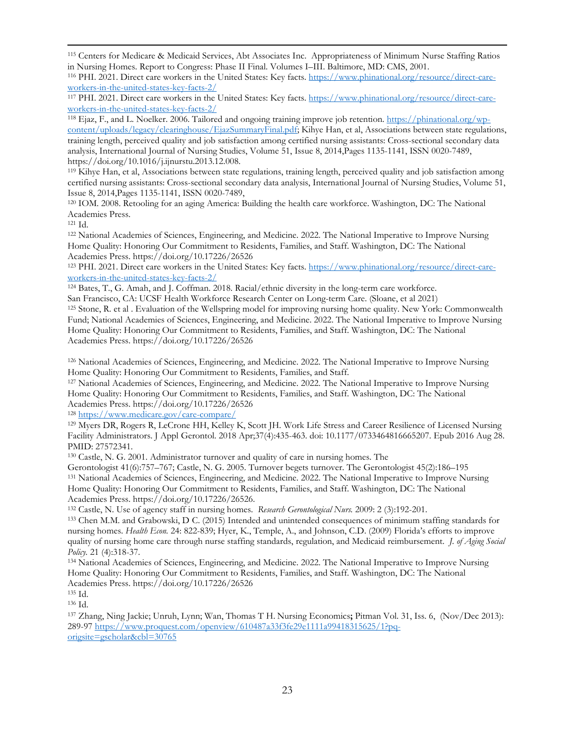[115] Centers for Medicare & Medicaid Services, Abt Associates Inc. Appropriateness of Minimum Nurse Staffing Ratios in Nursing Homes. Report to Congress: Phase II Final. Volumes I–III. Baltimore, MD: CMS, 2001.

[116] PHI. 2021. Direct care workers in the United States: Key facts. https://www.phinational.org/resource/direct-care-workers-in-the-united-states-key-facts-2/

[117] PHI. 2021. Direct care workers in the United States: Key facts. https://www.phinational.org/resource/direct-care-workers-in-the-united-states-key-facts-2/

[118] Ejaz, F., and L. Noelker. 2006. Tailored and ongoing training improve job retention. https://phinational.org/wp-content/uploads/legacy/clearinghouse/EjazSummaryFinal.pdf; Kihye Han, et al, Associations between state regulations, training length, perceived quality and job satisfaction among certified nursing assistants: Cross-sectional secondary data analysis, International Journal of Nursing Studies, Volume 51, Issue 8, 2014,Pages 1135-1141, ISSN 0020-7489, https://doi.org/10.1016/j.ijnurstu.2013.12.008.

[119] Kihye Han, et al, Associations between state regulations, training length, perceived quality and job satisfaction among certified nursing assistants: Cross-sectional secondary data analysis, International Journal of Nursing Studies, Volume 51, Issue 8, 2014,Pages 1135-1141, ISSN 0020-7489,

[120] IOM. 2008. Retooling for an aging America: Building the health care workforce. Washington, DC: The National Academies Press.

[121] Id.

[122] National Academies of Sciences, Engineering, and Medicine. 2022. The National Imperative to Improve Nursing Home Quality: Honoring Our Commitment to Residents, Families, and Staff. Washington, DC: The National Academies Press. https://doi.org/10.17226/26526

[123] PHI. 2021. Direct care workers in the United States: Key facts. https://www.phinational.org/resource/direct-care-workers-in-the-united-states-key-facts-2/

[124] Bates, T., G. Amah, and J. Coffman. 2018. Racial/ethnic diversity in the long-term care workforce. San Francisco, CA: UCSF Health Workforce Research Center on Long-term Care. (Sloane, et al 2021)

[125] Stone, R. et al . Evaluation of the Wellspring model for improving nursing home quality. New York: Commonwealth Fund; National Academies of Sciences, Engineering, and Medicine. 2022. The National Imperative to Improve Nursing Home Quality: Honoring Our Commitment to Residents, Families, and Staff. Washington, DC: The National Academies Press. https://doi.org/10.17226/26526

[126] National Academies of Sciences, Engineering, and Medicine. 2022. The National Imperative to Improve Nursing Home Quality: Honoring Our Commitment to Residents, Families, and Staff.

[127] National Academies of Sciences, Engineering, and Medicine. 2022. The National Imperative to Improve Nursing Home Quality: Honoring Our Commitment to Residents, Families, and Staff. Washington, DC: The National Academies Press. https://doi.org/10.17226/26526

[128] https://www.medicare.gov/care-compare/

[129] Myers DR, Rogers R, LeCrone HH, Kelley K, Scott JH. Work Life Stress and Career Resilience of Licensed Nursing Facility Administrators. J Appl Gerontol. 2018 Apr;37(4):435-463. doi: 10.1177/0733464816665207. Epub 2016 Aug 28. PMID: 27572341.

[130] Castle, N. G. 2001. Administrator turnover and quality of care in nursing homes. The Gerontologist 41(6):757–767; Castle, N. G. 2005. Turnover begets turnover. The Gerontologist 45(2):186–195

[131] National Academies of Sciences, Engineering, and Medicine. 2022. The National Imperative to Improve Nursing Home Quality: Honoring Our Commitment to Residents, Families, and Staff. Washington, DC: The National Academies Press. https://doi.org/10.17226/26526.

[132] Castle, N. Use of agency staff in nursing homes. *Research Gerontological Nurs.* 2009: 2 (3):192-201.

[133] Chen M.M. and Grabowski, D C. (2015) Intended and unintended consequences of minimum staffing standards for nursing homes. *Health Econ.* 24: 822-839; Hyer, K., Temple, A., and Johnson, C.D. (2009) Florida's efforts to improve quality of nursing home care through nurse staffing standards, regulation, and Medicaid reimbursement. *J. of Aging Social Policy.* 21 (4):318-37.

[134] National Academies of Sciences, Engineering, and Medicine. 2022. The National Imperative to Improve Nursing Home Quality: Honoring Our Commitment to Residents, Families, and Staff. Washington, DC: The National Academies Press. https://doi.org/10.17226/26526

[135] Id.

[136] Id.

[137] Zhang, Ning Jackie; Unruh, Lynn; Wan, Thomas T H. Nursing Economics**;** Pitman Vol. 31, Iss. 6, (Nov/Dec 2013): 289-97 https://www.proquest.com/openview/610487a33f3fe29e1111a99418315625/1?pq-origsite=gscholar&cbl=30765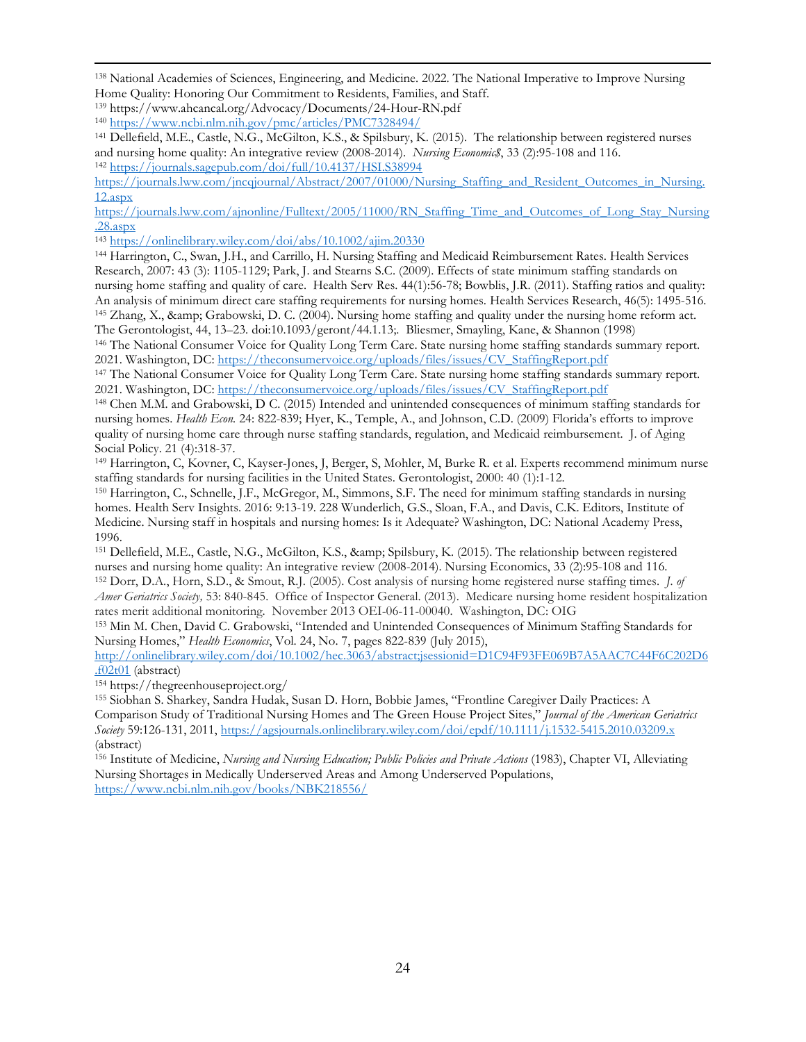[138] National Academies of Sciences, Engineering, and Medicine. 2022. The National Imperative to Improve Nursing Home Quality: Honoring Our Commitment to Residents, Families, and Staff.

[139] https://www.ahcancal.org/Advocacy/Documents/24-Hour-RN.pdf

[140] https://www.ncbi.nlm.nih.gov/pmc/articles/PMC7328494/

[141] Dellefield, M.E., Castle, N.G., McGilton, K.S., & Spilsbury, K. (2015). The relationship between registered nurses and nursing home quality: An integrative review (2008-2014). *Nursing Economic$*, 33 (2):95-108 and 116.

[142] https://journals.sagepub.com/doi/full/10.4137/HSI.S38994
https://journals.lww.com/jncqjournal/Abstract/2007/01000/Nursing_Staffing_and_Resident_Outcomes_in_Nursing.12.aspx
https://journals.lww.com/ajnonline/Fulltext/2005/11000/RN_Staffing_Time_and_Outcomes_of_Long_Stay_Nursing.28.aspx

[143] https://onlinelibrary.wiley.com/doi/abs/10.1002/ajim.20330

[144] Harrington, C., Swan, J.H., and Carrillo, H. Nursing Staffing and Medicaid Reimbursement Rates. Health Services Research, 2007: 43 (3): 1105-1129; Park, J. and Stearns S.C. (2009). Effects of state minimum staffing standards on nursing home staffing and quality of care. Health Serv Res. 44(1):56-78; Bowblis, J.R. (2011). Staffing ratios and quality: An analysis of minimum direct care staffing requirements for nursing homes. Health Services Research, 46(5): 1495-516.

[145] Zhang, X., &amp; Grabowski, D. C. (2004). Nursing home staffing and quality under the nursing home reform act. The Gerontologist, 44, 13–23. doi:10.1093/geront/44.1.13;. Bliesmer, Smayling, Kane, & Shannon (1998)

[146] The National Consumer Voice for Quality Long Term Care. State nursing home staffing standards summary report. 2021. Washington, DC: https://theconsumervoice.org/uploads/files/issues/CV_StaffingReport.pdf

[147] The National Consumer Voice for Quality Long Term Care. State nursing home staffing standards summary report. 2021. Washington, DC: https://theconsumervoice.org/uploads/files/issues/CV_StaffingReport.pdf

[148] Chen M.M. and Grabowski, D C. (2015) Intended and unintended consequences of minimum staffing standards for nursing homes. *Health Econ.* 24: 822-839; Hyer, K., Temple, A., and Johnson, C.D. (2009) Florida's efforts to improve quality of nursing home care through nurse staffing standards, regulation, and Medicaid reimbursement. J. of Aging Social Policy. 21 (4):318-37.

[149] Harrington, C, Kovner, C, Kayser-Jones, J, Berger, S, Mohler, M, Burke R. et al. Experts recommend minimum nurse staffing standards for nursing facilities in the United States. Gerontologist, 2000: 40 (1):1-12.

[150] Harrington, C., Schnelle, J.F., McGregor, M., Simmons, S.F. The need for minimum staffing standards in nursing homes. Health Serv Insights. 2016: 9:13-19. 228 Wunderlich, G.S., Sloan, F.A., and Davis, C.K. Editors, Institute of Medicine. Nursing staff in hospitals and nursing homes: Is it Adequate? Washington, DC: National Academy Press, 1996.

[151] Dellefield, M.E., Castle, N.G., McGilton, K.S., &amp; Spilsbury, K. (2015). The relationship between registered nurses and nursing home quality: An integrative review (2008-2014). Nursing Economics, 33 (2):95-108 and 116.

[152] Dorr, D.A., Horn, S.D., & Smout, R.J. (2005). Cost analysis of nursing home registered nurse staffing times. *J. of Amer Geriatrics Society,* 53: 840-845. Office of Inspector General. (2013). Medicare nursing home resident hospitalization rates merit additional monitoring. November 2013 OEI-06-11-00040. Washington, DC: OIG

[153] Min M. Chen, David C. Grabowski, "Intended and Unintended Consequences of Minimum Staffing Standards for Nursing Homes," *Health Economics*, Vol. 24, No. 7, pages 822-839 (July 2015), http://onlinelibrary.wiley.com/doi/10.1002/hec.3063/abstract;jsessionid=D1C94F93FE069B7A5AAC7C44F6C202D6.f02t01 (abstract)

[154] https://thegreenhouseproject.org/

[155] Siobhan S. Sharkey, Sandra Hudak, Susan D. Horn, Bobbie James, "Frontline Caregiver Daily Practices: A Comparison Study of Traditional Nursing Homes and The Green House Project Sites," *Journal of the American Geriatrics Society* 59:126-131, 2011, https://agsjournals.onlinelibrary.wiley.com/doi/epdf/10.1111/j.1532-5415.2010.03209.x (abstract)

[156] Institute of Medicine, *Nursing and Nursing Education; Public Policies and Private Actions* (1983), Chapter VI, Alleviating Nursing Shortages in Medically Underserved Areas and Among Underserved Populations, https://www.ncbi.nlm.nih.gov/books/NBK218556/